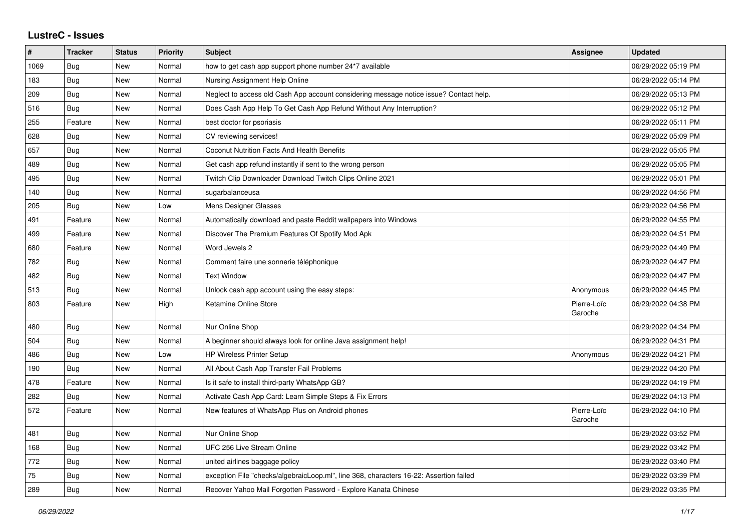# LustreC - Issues

| # | Tracker | Status | Priority | Subject | Assignee | Updated |
|---|---|---|---|---|---|---|
| 1069 | Bug | New | Normal | how to get cash app support phone number 24*7 available | | 06/29/2022 05:19 PM |
| 183 | Bug | New | Normal | Nursing Assignment Help Online | | 06/29/2022 05:14 PM |
| 209 | Bug | New | Normal | Neglect to access old Cash App account considering message notice issue? Contact help. | | 06/29/2022 05:13 PM |
| 516 | Bug | New | Normal | Does Cash App Help To Get Cash App Refund Without Any Interruption? | | 06/29/2022 05:12 PM |
| 255 | Feature | New | Normal | best doctor for psoriasis | | 06/29/2022 05:11 PM |
| 628 | Bug | New | Normal | CV reviewing services! | | 06/29/2022 05:09 PM |
| 657 | Bug | New | Normal | Coconut Nutrition Facts And Health Benefits | | 06/29/2022 05:05 PM |
| 489 | Bug | New | Normal | Get cash app refund instantly if sent to the wrong person | | 06/29/2022 05:05 PM |
| 495 | Bug | New | Normal | Twitch Clip Downloader Download Twitch Clips Online 2021 | | 06/29/2022 05:01 PM |
| 140 | Bug | New | Normal | sugarbalanceusa | | 06/29/2022 04:56 PM |
| 205 | Bug | New | Low | Mens Designer Glasses | | 06/29/2022 04:56 PM |
| 491 | Feature | New | Normal | Automatically download and paste Reddit wallpapers into Windows | | 06/29/2022 04:55 PM |
| 499 | Feature | New | Normal | Discover The Premium Features Of Spotify Mod Apk | | 06/29/2022 04:51 PM |
| 680 | Feature | New | Normal | Word Jewels 2 | | 06/29/2022 04:49 PM |
| 782 | Bug | New | Normal | Comment faire une sonnerie téléphonique | | 06/29/2022 04:47 PM |
| 482 | Bug | New | Normal | Text Window | | 06/29/2022 04:47 PM |
| 513 | Bug | New | Normal | Unlock cash app account using the easy steps: | Anonymous | 06/29/2022 04:45 PM |
| 803 | Feature | New | High | Ketamine Online Store | Pierre-Loïc Garoche | 06/29/2022 04:38 PM |
| 480 | Bug | New | Normal | Nur Online Shop | | 06/29/2022 04:34 PM |
| 504 | Bug | New | Normal | A beginner should always look for online Java assignment help! | | 06/29/2022 04:31 PM |
| 486 | Bug | New | Low | HP Wireless Printer Setup | Anonymous | 06/29/2022 04:21 PM |
| 190 | Bug | New | Normal | All About Cash App Transfer Fail Problems | | 06/29/2022 04:20 PM |
| 478 | Feature | New | Normal | Is it safe to install third-party WhatsApp GB? | | 06/29/2022 04:19 PM |
| 282 | Bug | New | Normal | Activate Cash App Card: Learn Simple Steps & Fix Errors | | 06/29/2022 04:13 PM |
| 572 | Feature | New | Normal | New features of WhatsApp Plus on Android phones | Pierre-Loïc Garoche | 06/29/2022 04:10 PM |
| 481 | Bug | New | Normal | Nur Online Shop | | 06/29/2022 03:52 PM |
| 168 | Bug | New | Normal | UFC 256 Live Stream Online | | 06/29/2022 03:42 PM |
| 772 | Bug | New | Normal | united airlines baggage policy | | 06/29/2022 03:40 PM |
| 75 | Bug | New | Normal | exception File "checks/algebraicLoop.ml", line 368, characters 16-22: Assertion failed | | 06/29/2022 03:39 PM |
| 289 | Bug | New | Normal | Recover Yahoo Mail Forgotten Password - Explore Kanata Chinese | | 06/29/2022 03:35 PM |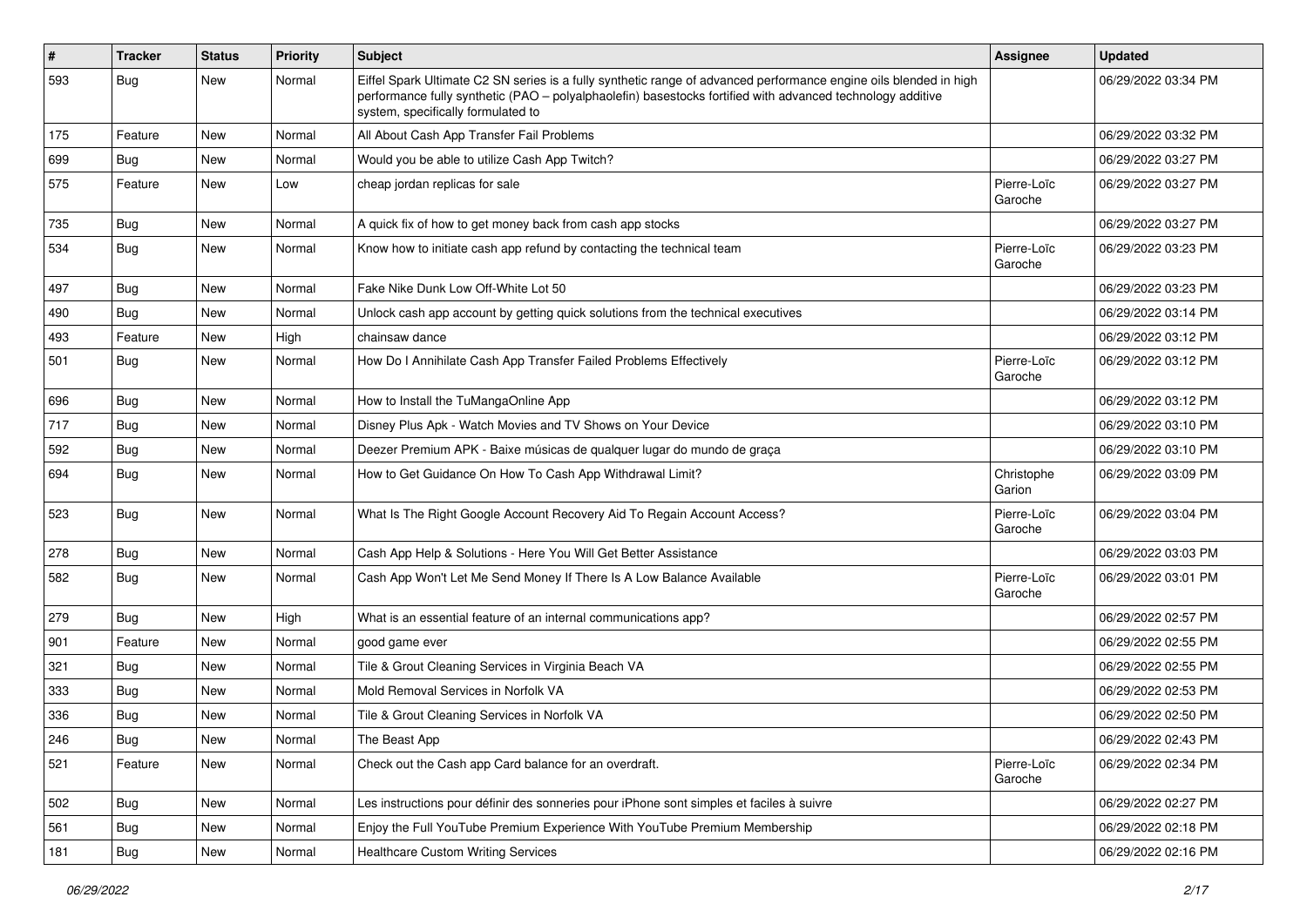| # | Tracker | Status | Priority | Subject | Assignee | Updated |
|---|---|---|---|---|---|---|
| 593 | Bug | New | Normal | Eiffel Spark Ultimate C2 SN series is a fully synthetic range of advanced performance engine oils blended in high performance fully synthetic (PAO – polyalphaolefin) basestocks fortified with advanced technology additive system, specifically formulated to | | 06/29/2022 03:34 PM |
| 175 | Feature | New | Normal | All About Cash App Transfer Fail Problems | | 06/29/2022 03:32 PM |
| 699 | Bug | New | Normal | Would you be able to utilize Cash App Twitch? | | 06/29/2022 03:27 PM |
| 575 | Feature | New | Low | cheap jordan replicas for sale | Pierre-Loïc Garoche | 06/29/2022 03:27 PM |
| 735 | Bug | New | Normal | A quick fix of how to get money back from cash app stocks | | 06/29/2022 03:27 PM |
| 534 | Bug | New | Normal | Know how to initiate cash app refund by contacting the technical team | Pierre-Loïc Garoche | 06/29/2022 03:23 PM |
| 497 | Bug | New | Normal | Fake Nike Dunk Low Off-White Lot 50 | | 06/29/2022 03:23 PM |
| 490 | Bug | New | Normal | Unlock cash app account by getting quick solutions from the technical executives | | 06/29/2022 03:14 PM |
| 493 | Feature | New | High | chainsaw dance | | 06/29/2022 03:12 PM |
| 501 | Bug | New | Normal | How Do I Annihilate Cash App Transfer Failed Problems Effectively | Pierre-Loïc Garoche | 06/29/2022 03:12 PM |
| 696 | Bug | New | Normal | How to Install the TuMangaOnline App | | 06/29/2022 03:12 PM |
| 717 | Bug | New | Normal | Disney Plus Apk - Watch Movies and TV Shows on Your Device | | 06/29/2022 03:10 PM |
| 592 | Bug | New | Normal | Deezer Premium APK - Baixe músicas de qualquer lugar do mundo de graça | | 06/29/2022 03:10 PM |
| 694 | Bug | New | Normal | How to Get Guidance On How To Cash App Withdrawal Limit? | Christophe Garion | 06/29/2022 03:09 PM |
| 523 | Bug | New | Normal | What Is The Right Google Account Recovery Aid To Regain Account Access? | Pierre-Loïc Garoche | 06/29/2022 03:04 PM |
| 278 | Bug | New | Normal | Cash App Help & Solutions - Here You Will Get Better Assistance | | 06/29/2022 03:03 PM |
| 582 | Bug | New | Normal | Cash App Won't Let Me Send Money If There Is A Low Balance Available | Pierre-Loïc Garoche | 06/29/2022 03:01 PM |
| 279 | Bug | New | High | What is an essential feature of an internal communications app? | | 06/29/2022 02:57 PM |
| 901 | Feature | New | Normal | good game ever | | 06/29/2022 02:55 PM |
| 321 | Bug | New | Normal | Tile & Grout Cleaning Services in Virginia Beach VA | | 06/29/2022 02:55 PM |
| 333 | Bug | New | Normal | Mold Removal Services in Norfolk VA | | 06/29/2022 02:53 PM |
| 336 | Bug | New | Normal | Tile & Grout Cleaning Services in Norfolk VA | | 06/29/2022 02:50 PM |
| 246 | Bug | New | Normal | The Beast App | | 06/29/2022 02:43 PM |
| 521 | Feature | New | Normal | Check out the Cash app Card balance for an overdraft. | Pierre-Loïc Garoche | 06/29/2022 02:34 PM |
| 502 | Bug | New | Normal | Les instructions pour définir des sonneries pour iPhone sont simples et faciles à suivre | | 06/29/2022 02:27 PM |
| 561 | Bug | New | Normal | Enjoy the Full YouTube Premium Experience With YouTube Premium Membership | | 06/29/2022 02:18 PM |
| 181 | Bug | New | Normal | Healthcare Custom Writing Services | | 06/29/2022 02:16 PM |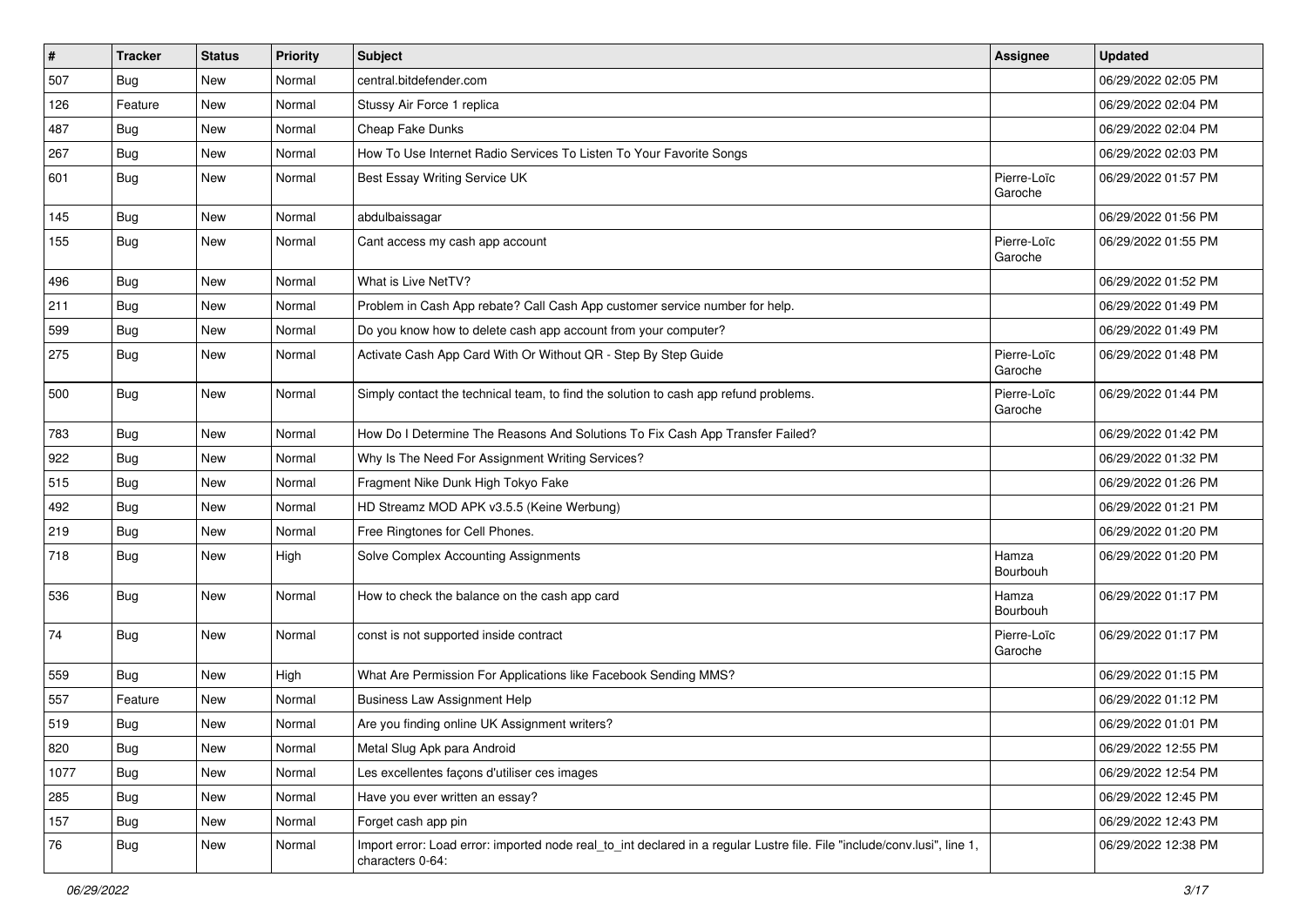| # | Tracker | Status | Priority | Subject | Assignee | Updated |
|---|---|---|---|---|---|---|
| 507 | Bug | New | Normal | central.bitdefender.com | | 06/29/2022 02:05 PM |
| 126 | Feature | New | Normal | Stussy Air Force 1 replica | | 06/29/2022 02:04 PM |
| 487 | Bug | New | Normal | Cheap Fake Dunks | | 06/29/2022 02:04 PM |
| 267 | Bug | New | Normal | How To Use Internet Radio Services To Listen To Your Favorite Songs | | 06/29/2022 02:03 PM |
| 601 | Bug | New | Normal | Best Essay Writing Service UK | Pierre-Loïc Garoche | 06/29/2022 01:57 PM |
| 145 | Bug | New | Normal | abdulbaissagar | | 06/29/2022 01:56 PM |
| 155 | Bug | New | Normal | Cant access my cash app account | Pierre-Loïc Garoche | 06/29/2022 01:55 PM |
| 496 | Bug | New | Normal | What is Live NetTV? | | 06/29/2022 01:52 PM |
| 211 | Bug | New | Normal | Problem in Cash App rebate? Call Cash App customer service number for help. | | 06/29/2022 01:49 PM |
| 599 | Bug | New | Normal | Do you know how to delete cash app account from your computer? | | 06/29/2022 01:49 PM |
| 275 | Bug | New | Normal | Activate Cash App Card With Or Without QR - Step By Step Guide | Pierre-Loïc Garoche | 06/29/2022 01:48 PM |
| 500 | Bug | New | Normal | Simply contact the technical team, to find the solution to cash app refund problems. | Pierre-Loïc Garoche | 06/29/2022 01:44 PM |
| 783 | Bug | New | Normal | How Do I Determine The Reasons And Solutions To Fix Cash App Transfer Failed? | | 06/29/2022 01:42 PM |
| 922 | Bug | New | Normal | Why Is The Need For Assignment Writing Services? | | 06/29/2022 01:32 PM |
| 515 | Bug | New | Normal | Fragment Nike Dunk High Tokyo Fake | | 06/29/2022 01:26 PM |
| 492 | Bug | New | Normal | HD Streamz MOD APK v3.5.5 (Keine Werbung) | | 06/29/2022 01:21 PM |
| 219 | Bug | New | Normal | Free Ringtones for Cell Phones. | | 06/29/2022 01:20 PM |
| 718 | Bug | New | High | Solve Complex Accounting Assignments | Hamza Bourbouh | 06/29/2022 01:20 PM |
| 536 | Bug | New | Normal | How to check the balance on the cash app card | Hamza Bourbouh | 06/29/2022 01:17 PM |
| 74 | Bug | New | Normal | const is not supported inside contract | Pierre-Loïc Garoche | 06/29/2022 01:17 PM |
| 559 | Bug | New | High | What Are Permission For Applications like Facebook Sending MMS? | | 06/29/2022 01:15 PM |
| 557 | Feature | New | Normal | Business Law Assignment Help | | 06/29/2022 01:12 PM |
| 519 | Bug | New | Normal | Are you finding online UK Assignment writers? | | 06/29/2022 01:01 PM |
| 820 | Bug | New | Normal | Metal Slug Apk para Android | | 06/29/2022 12:55 PM |
| 1077 | Bug | New | Normal | Les excellentes façons d'utiliser ces images | | 06/29/2022 12:54 PM |
| 285 | Bug | New | Normal | Have you ever written an essay? | | 06/29/2022 12:45 PM |
| 157 | Bug | New | Normal | Forget cash app pin | | 06/29/2022 12:43 PM |
| 76 | Bug | New | Normal | Import error: Load error: imported node real_to_int declared in a regular Lustre file. File "include/conv.lusi", line 1, characters 0-64: | | 06/29/2022 12:38 PM |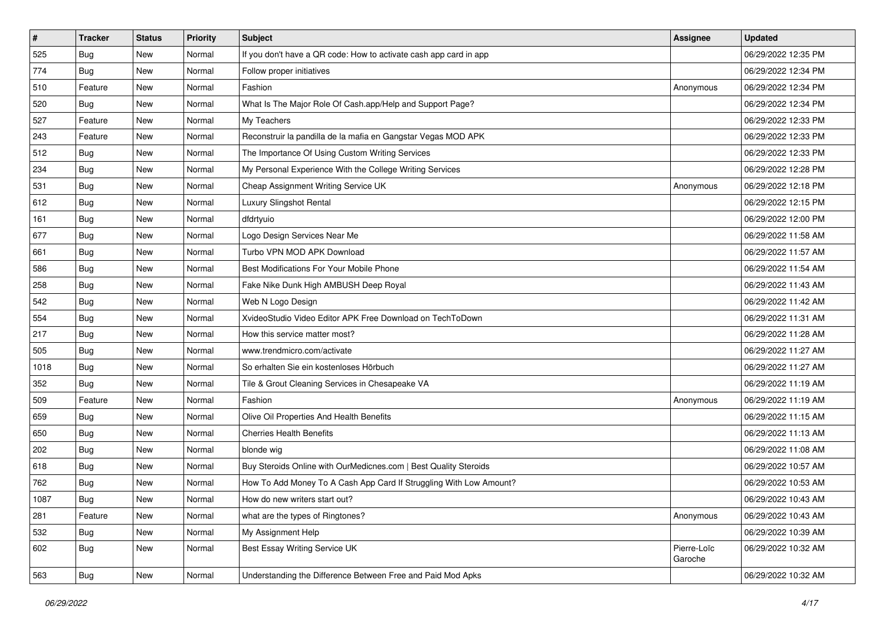| # | Tracker | Status | Priority | Subject | Assignee | Updated |
|---|---|---|---|---|---|---|
| 525 | Bug | New | Normal | If you don't have a QR code: How to activate cash app card in app | | 06/29/2022 12:35 PM |
| 774 | Bug | New | Normal | Follow proper initiatives | | 06/29/2022 12:34 PM |
| 510 | Feature | New | Normal | Fashion | Anonymous | 06/29/2022 12:34 PM |
| 520 | Bug | New | Normal | What Is The Major Role Of Cash.app/Help and Support Page? | | 06/29/2022 12:34 PM |
| 527 | Feature | New | Normal | My Teachers | | 06/29/2022 12:33 PM |
| 243 | Feature | New | Normal | Reconstruir la pandilla de la mafia en Gangstar Vegas MOD APK | | 06/29/2022 12:33 PM |
| 512 | Bug | New | Normal | The Importance Of Using Custom Writing Services | | 06/29/2022 12:33 PM |
| 234 | Bug | New | Normal | My Personal Experience With the College Writing Services | | 06/29/2022 12:28 PM |
| 531 | Bug | New | Normal | Cheap Assignment Writing Service UK | Anonymous | 06/29/2022 12:18 PM |
| 612 | Bug | New | Normal | Luxury Slingshot Rental | | 06/29/2022 12:15 PM |
| 161 | Bug | New | Normal | dfdrtyuio | | 06/29/2022 12:00 PM |
| 677 | Bug | New | Normal | Logo Design Services Near Me | | 06/29/2022 11:58 AM |
| 661 | Bug | New | Normal | Turbo VPN MOD APK Download | | 06/29/2022 11:57 AM |
| 586 | Bug | New | Normal | Best Modifications For Your Mobile Phone | | 06/29/2022 11:54 AM |
| 258 | Bug | New | Normal | Fake Nike Dunk High AMBUSH Deep Royal | | 06/29/2022 11:43 AM |
| 542 | Bug | New | Normal | Web N Logo Design | | 06/29/2022 11:42 AM |
| 554 | Bug | New | Normal | XvideoStudio Video Editor APK Free Download on TechToDown | | 06/29/2022 11:31 AM |
| 217 | Bug | New | Normal | How this service matter most? | | 06/29/2022 11:28 AM |
| 505 | Bug | New | Normal | www.trendmicro.com/activate | | 06/29/2022 11:27 AM |
| 1018 | Bug | New | Normal | So erhalten Sie ein kostenloses Hörbuch | | 06/29/2022 11:27 AM |
| 352 | Bug | New | Normal | Tile & Grout Cleaning Services in Chesapeake VA | | 06/29/2022 11:19 AM |
| 509 | Feature | New | Normal | Fashion | Anonymous | 06/29/2022 11:19 AM |
| 659 | Bug | New | Normal | Olive Oil Properties And Health Benefits | | 06/29/2022 11:15 AM |
| 650 | Bug | New | Normal | Cherries Health Benefits | | 06/29/2022 11:13 AM |
| 202 | Bug | New | Normal | blonde wig | | 06/29/2022 11:08 AM |
| 618 | Bug | New | Normal | Buy Steroids Online with OurMedicnes.com \| Best Quality Steroids | | 06/29/2022 10:57 AM |
| 762 | Bug | New | Normal | How To Add Money To A Cash App Card If Struggling With Low Amount? | | 06/29/2022 10:53 AM |
| 1087 | Bug | New | Normal | How do new writers start out? | | 06/29/2022 10:43 AM |
| 281 | Feature | New | Normal | what are the types of Ringtones? | Anonymous | 06/29/2022 10:43 AM |
| 532 | Bug | New | Normal | My Assignment Help | | 06/29/2022 10:39 AM |
| 602 | Bug | New | Normal | Best Essay Writing Service UK | Pierre-Loïc Garoche | 06/29/2022 10:32 AM |
| 563 | Bug | New | Normal | Understanding the Difference Between Free and Paid Mod Apks | | 06/29/2022 10:32 AM |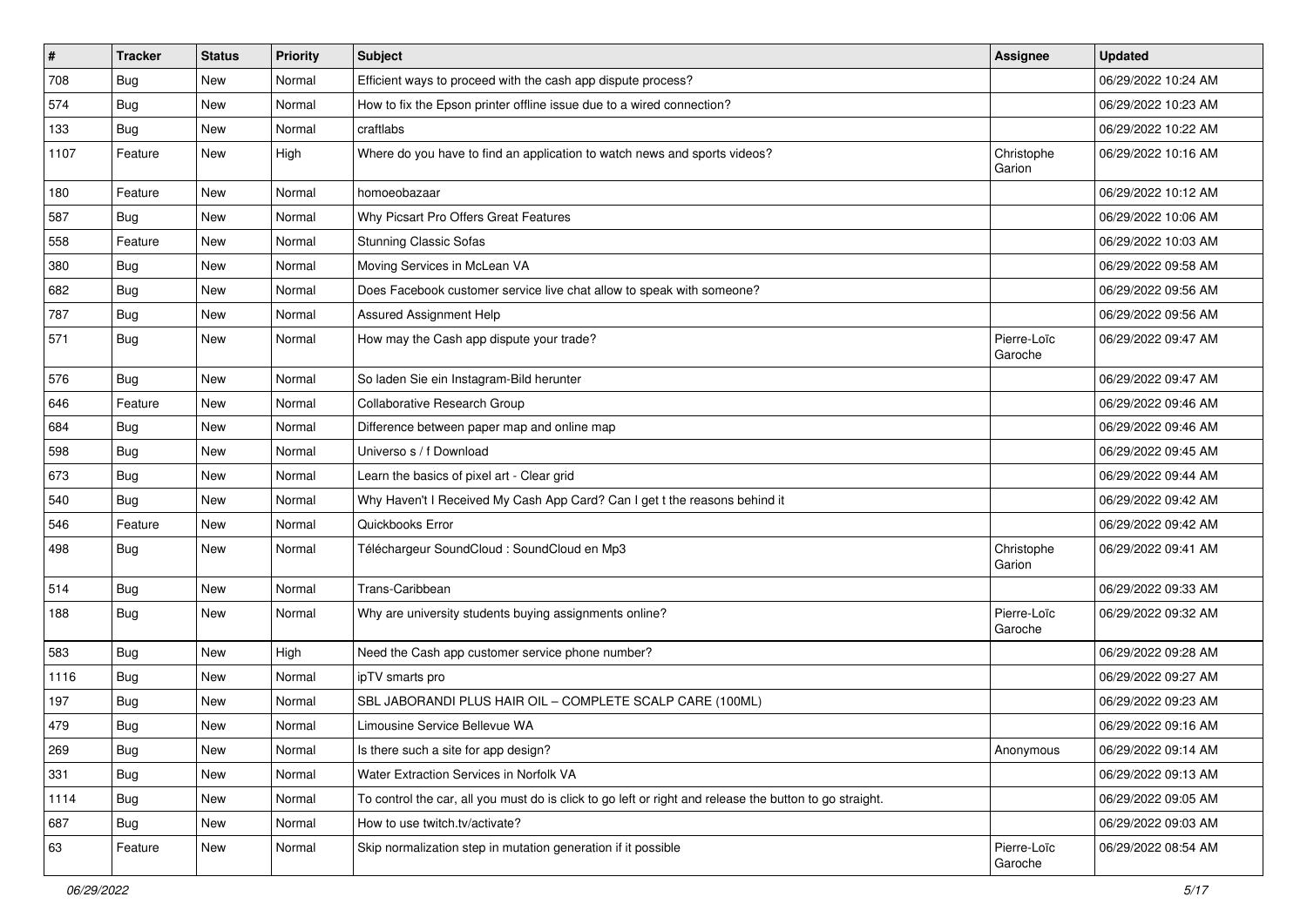| # | Tracker | Status | Priority | Subject | Assignee | Updated |
|---|---|---|---|---|---|---|
| 708 | Bug | New | Normal | Efficient ways to proceed with the cash app dispute process? | | 06/29/2022 10:24 AM |
| 574 | Bug | New | Normal | How to fix the Epson printer offline issue due to a wired connection? | | 06/29/2022 10:23 AM |
| 133 | Bug | New | Normal | craftlabs | | 06/29/2022 10:22 AM |
| 1107 | Feature | New | High | Where do you have to find an application to watch news and sports videos? | Christophe Garion | 06/29/2022 10:16 AM |
| 180 | Feature | New | Normal | homoeobazaar | | 06/29/2022 10:12 AM |
| 587 | Bug | New | Normal | Why Picsart Pro Offers Great Features | | 06/29/2022 10:06 AM |
| 558 | Feature | New | Normal | Stunning Classic Sofas | | 06/29/2022 10:03 AM |
| 380 | Bug | New | Normal | Moving Services in McLean VA | | 06/29/2022 09:58 AM |
| 682 | Bug | New | Normal | Does Facebook customer service live chat allow to speak with someone? | | 06/29/2022 09:56 AM |
| 787 | Bug | New | Normal | Assured Assignment Help | | 06/29/2022 09:56 AM |
| 571 | Bug | New | Normal | How may the Cash app dispute your trade? | Pierre-Loïc Garoche | 06/29/2022 09:47 AM |
| 576 | Bug | New | Normal | So laden Sie ein Instagram-Bild herunter | | 06/29/2022 09:47 AM |
| 646 | Feature | New | Normal | Collaborative Research Group | | 06/29/2022 09:46 AM |
| 684 | Bug | New | Normal | Difference between paper map and online map | | 06/29/2022 09:46 AM |
| 598 | Bug | New | Normal | Universo s / f Download | | 06/29/2022 09:45 AM |
| 673 | Bug | New | Normal | Learn the basics of pixel art - Clear grid | | 06/29/2022 09:44 AM |
| 540 | Bug | New | Normal | Why Haven't I Received My Cash App Card? Can I get t the reasons behind it | | 06/29/2022 09:42 AM |
| 546 | Feature | New | Normal | Quickbooks Error | | 06/29/2022 09:42 AM |
| 498 | Bug | New | Normal | Téléchargeur SoundCloud : SoundCloud en Mp3 | Christophe Garion | 06/29/2022 09:41 AM |
| 514 | Bug | New | Normal | Trans-Caribbean | | 06/29/2022 09:33 AM |
| 188 | Bug | New | Normal | Why are university students buying assignments online? | Pierre-Loïc Garoche | 06/29/2022 09:32 AM |
| 583 | Bug | New | High | Need the Cash app customer service phone number? | | 06/29/2022 09:28 AM |
| 1116 | Bug | New | Normal | ipTV smarts pro | | 06/29/2022 09:27 AM |
| 197 | Bug | New | Normal | SBL JABORANDI PLUS HAIR OIL – COMPLETE SCALP CARE (100ML) | | 06/29/2022 09:23 AM |
| 479 | Bug | New | Normal | Limousine Service Bellevue WA | | 06/29/2022 09:16 AM |
| 269 | Bug | New | Normal | Is there such a site for app design? | Anonymous | 06/29/2022 09:14 AM |
| 331 | Bug | New | Normal | Water Extraction Services in Norfolk VA | | 06/29/2022 09:13 AM |
| 1114 | Bug | New | Normal | To control the car, all you must do is click to go left or right and release the button to go straight. | | 06/29/2022 09:05 AM |
| 687 | Bug | New | Normal | How to use twitch.tv/activate? | | 06/29/2022 09:03 AM |
| 63 | Feature | New | Normal | Skip normalization step in mutation generation if it possible | Pierre-Loïc Garoche | 06/29/2022 08:54 AM |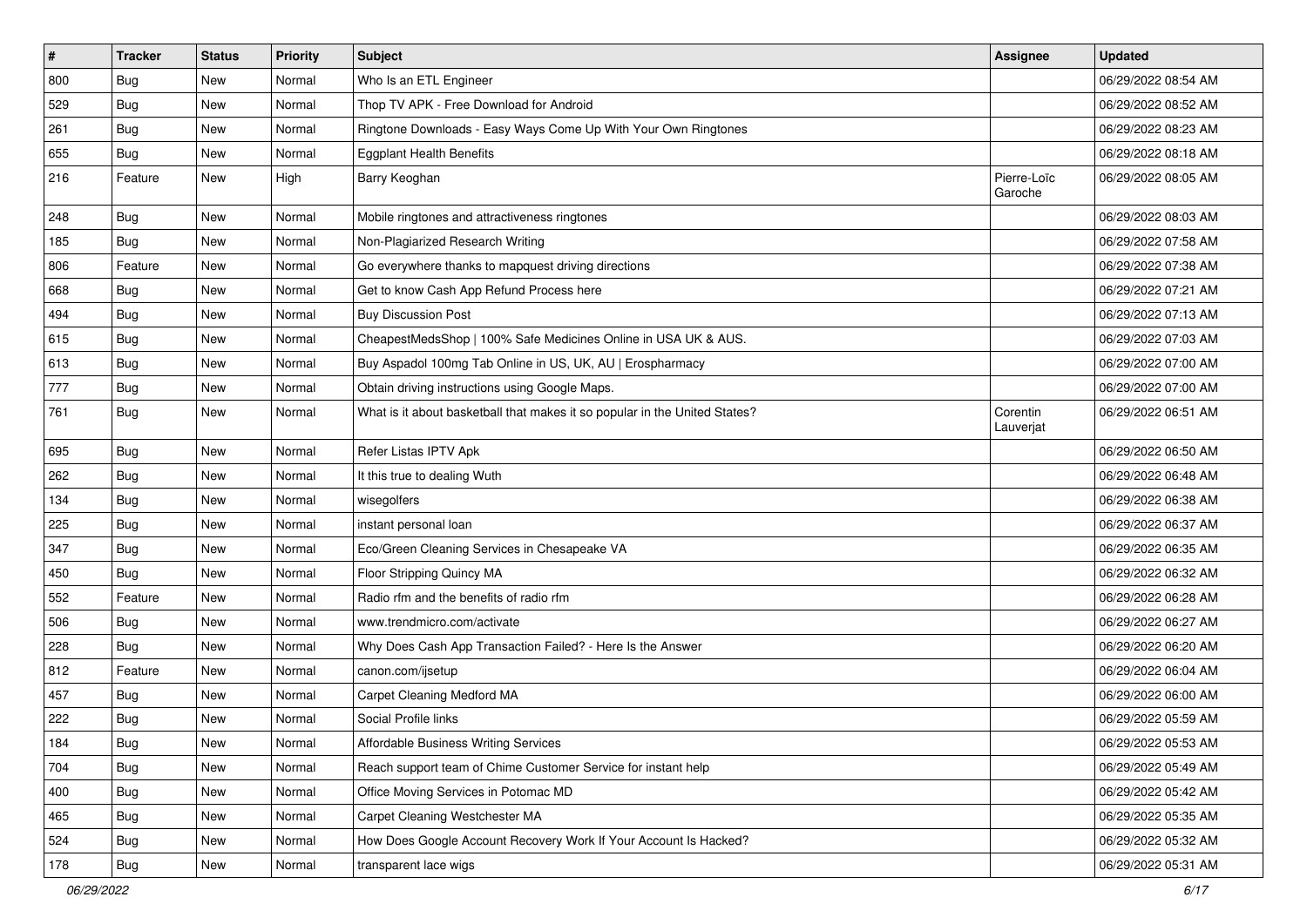| # | Tracker | Status | Priority | Subject | Assignee | Updated |
|---|---|---|---|---|---|---|
| 800 | Bug | New | Normal | Who Is an ETL Engineer | | 06/29/2022 08:54 AM |
| 529 | Bug | New | Normal | Thop TV APK - Free Download for Android | | 06/29/2022 08:52 AM |
| 261 | Bug | New | Normal | Ringtone Downloads - Easy Ways Come Up With Your Own Ringtones | | 06/29/2022 08:23 AM |
| 655 | Bug | New | Normal | Eggplant Health Benefits | | 06/29/2022 08:18 AM |
| 216 | Feature | New | High | Barry Keoghan | Pierre-Loïc Garoche | 06/29/2022 08:05 AM |
| 248 | Bug | New | Normal | Mobile ringtones and attractiveness ringtones | | 06/29/2022 08:03 AM |
| 185 | Bug | New | Normal | Non-Plagiarized Research Writing | | 06/29/2022 07:58 AM |
| 806 | Feature | New | Normal | Go everywhere thanks to mapquest driving directions | | 06/29/2022 07:38 AM |
| 668 | Bug | New | Normal | Get to know Cash App Refund Process here | | 06/29/2022 07:21 AM |
| 494 | Bug | New | Normal | Buy Discussion Post | | 06/29/2022 07:13 AM |
| 615 | Bug | New | Normal | CheapestMedsShop | 100% Safe Medicines Online in USA UK & AUS. | | 06/29/2022 07:03 AM |
| 613 | Bug | New | Normal | Buy Aspadol 100mg Tab Online in US, UK, AU | Erospharmacy | | 06/29/2022 07:00 AM |
| 777 | Bug | New | Normal | Obtain driving instructions using Google Maps. | | 06/29/2022 07:00 AM |
| 761 | Bug | New | Normal | What is it about basketball that makes it so popular in the United States? | Corentin Lauverjat | 06/29/2022 06:51 AM |
| 695 | Bug | New | Normal | Refer Listas IPTV Apk | | 06/29/2022 06:50 AM |
| 262 | Bug | New | Normal | It this true to dealing Wuth | | 06/29/2022 06:48 AM |
| 134 | Bug | New | Normal | wisegolfers | | 06/29/2022 06:38 AM |
| 225 | Bug | New | Normal | instant personal loan | | 06/29/2022 06:37 AM |
| 347 | Bug | New | Normal | Eco/Green Cleaning Services in Chesapeake VA | | 06/29/2022 06:35 AM |
| 450 | Bug | New | Normal | Floor Stripping Quincy MA | | 06/29/2022 06:32 AM |
| 552 | Feature | New | Normal | Radio rfm and the benefits of radio rfm | | 06/29/2022 06:28 AM |
| 506 | Bug | New | Normal | www.trendmicro.com/activate | | 06/29/2022 06:27 AM |
| 228 | Bug | New | Normal | Why Does Cash App Transaction Failed? - Here Is the Answer | | 06/29/2022 06:20 AM |
| 812 | Feature | New | Normal | canon.com/ijsetup | | 06/29/2022 06:04 AM |
| 457 | Bug | New | Normal | Carpet Cleaning Medford MA | | 06/29/2022 06:00 AM |
| 222 | Bug | New | Normal | Social Profile links | | 06/29/2022 05:59 AM |
| 184 | Bug | New | Normal | Affordable Business Writing Services | | 06/29/2022 05:53 AM |
| 704 | Bug | New | Normal | Reach support team of Chime Customer Service for instant help | | 06/29/2022 05:49 AM |
| 400 | Bug | New | Normal | Office Moving Services in Potomac MD | | 06/29/2022 05:42 AM |
| 465 | Bug | New | Normal | Carpet Cleaning Westchester MA | | 06/29/2022 05:35 AM |
| 524 | Bug | New | Normal | How Does Google Account Recovery Work If Your Account Is Hacked? | | 06/29/2022 05:32 AM |
| 178 | Bug | New | Normal | transparent lace wigs | | 06/29/2022 05:31 AM |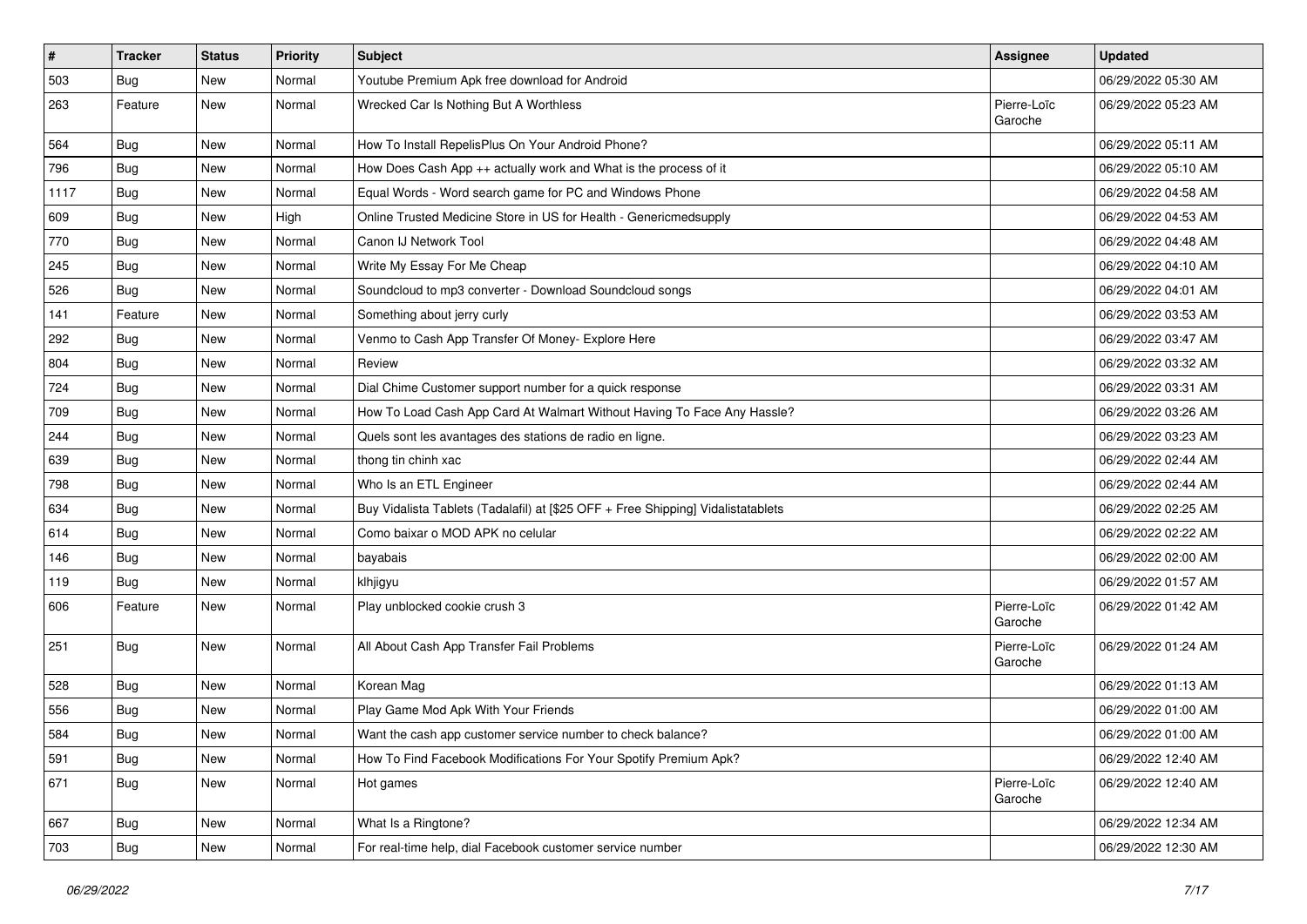| # | Tracker | Status | Priority | Subject | Assignee | Updated |
|---|---|---|---|---|---|---|
| 503 | Bug | New | Normal | Youtube Premium Apk free download for Android | | 06/29/2022 05:30 AM |
| 263 | Feature | New | Normal | Wrecked Car Is Nothing But A Worthless | Pierre-Loïc Garoche | 06/29/2022 05:23 AM |
| 564 | Bug | New | Normal | How To Install RepelisPlus On Your Android Phone? | | 06/29/2022 05:11 AM |
| 796 | Bug | New | Normal | How Does Cash App ++ actually work and What is the process of it | | 06/29/2022 05:10 AM |
| 1117 | Bug | New | Normal | Equal Words - Word search game for PC and Windows Phone | | 06/29/2022 04:58 AM |
| 609 | Bug | New | High | Online Trusted Medicine Store in US for Health - Genericmedsupply | | 06/29/2022 04:53 AM |
| 770 | Bug | New | Normal | Canon IJ Network Tool | | 06/29/2022 04:48 AM |
| 245 | Bug | New | Normal | Write My Essay For Me Cheap | | 06/29/2022 04:10 AM |
| 526 | Bug | New | Normal | Soundcloud to mp3 converter - Download Soundcloud songs | | 06/29/2022 04:01 AM |
| 141 | Feature | New | Normal | Something about jerry curly | | 06/29/2022 03:53 AM |
| 292 | Bug | New | Normal | Venmo to Cash App Transfer Of Money- Explore Here | | 06/29/2022 03:47 AM |
| 804 | Bug | New | Normal | Review | | 06/29/2022 03:32 AM |
| 724 | Bug | New | Normal | Dial Chime Customer support number for a quick response | | 06/29/2022 03:31 AM |
| 709 | Bug | New | Normal | How To Load Cash App Card At Walmart Without Having To Face Any Hassle? | | 06/29/2022 03:26 AM |
| 244 | Bug | New | Normal | Quels sont les avantages des stations de radio en ligne. | | 06/29/2022 03:23 AM |
| 639 | Bug | New | Normal | thong tin chinh xac | | 06/29/2022 02:44 AM |
| 798 | Bug | New | Normal | Who Is an ETL Engineer | | 06/29/2022 02:44 AM |
| 634 | Bug | New | Normal | Buy Vidalista Tablets (Tadalafil) at [$25 OFF + Free Shipping] Vidalistatablets | | 06/29/2022 02:25 AM |
| 614 | Bug | New | Normal | Como baixar o MOD APK no celular | | 06/29/2022 02:22 AM |
| 146 | Bug | New | Normal | bayabais | | 06/29/2022 02:00 AM |
| 119 | Bug | New | Normal | klhjigyu | | 06/29/2022 01:57 AM |
| 606 | Feature | New | Normal | Play unblocked cookie crush 3 | Pierre-Loïc Garoche | 06/29/2022 01:42 AM |
| 251 | Bug | New | Normal | All About Cash App Transfer Fail Problems | Pierre-Loïc Garoche | 06/29/2022 01:24 AM |
| 528 | Bug | New | Normal | Korean Mag | | 06/29/2022 01:13 AM |
| 556 | Bug | New | Normal | Play Game Mod Apk With Your Friends | | 06/29/2022 01:00 AM |
| 584 | Bug | New | Normal | Want the cash app customer service number to check balance? | | 06/29/2022 01:00 AM |
| 591 | Bug | New | Normal | How To Find Facebook Modifications For Your Spotify Premium Apk? | | 06/29/2022 12:40 AM |
| 671 | Bug | New | Normal | Hot games | Pierre-Loïc Garoche | 06/29/2022 12:40 AM |
| 667 | Bug | New | Normal | What Is a Ringtone? | | 06/29/2022 12:34 AM |
| 703 | Bug | New | Normal | For real-time help, dial Facebook customer service number | | 06/29/2022 12:30 AM |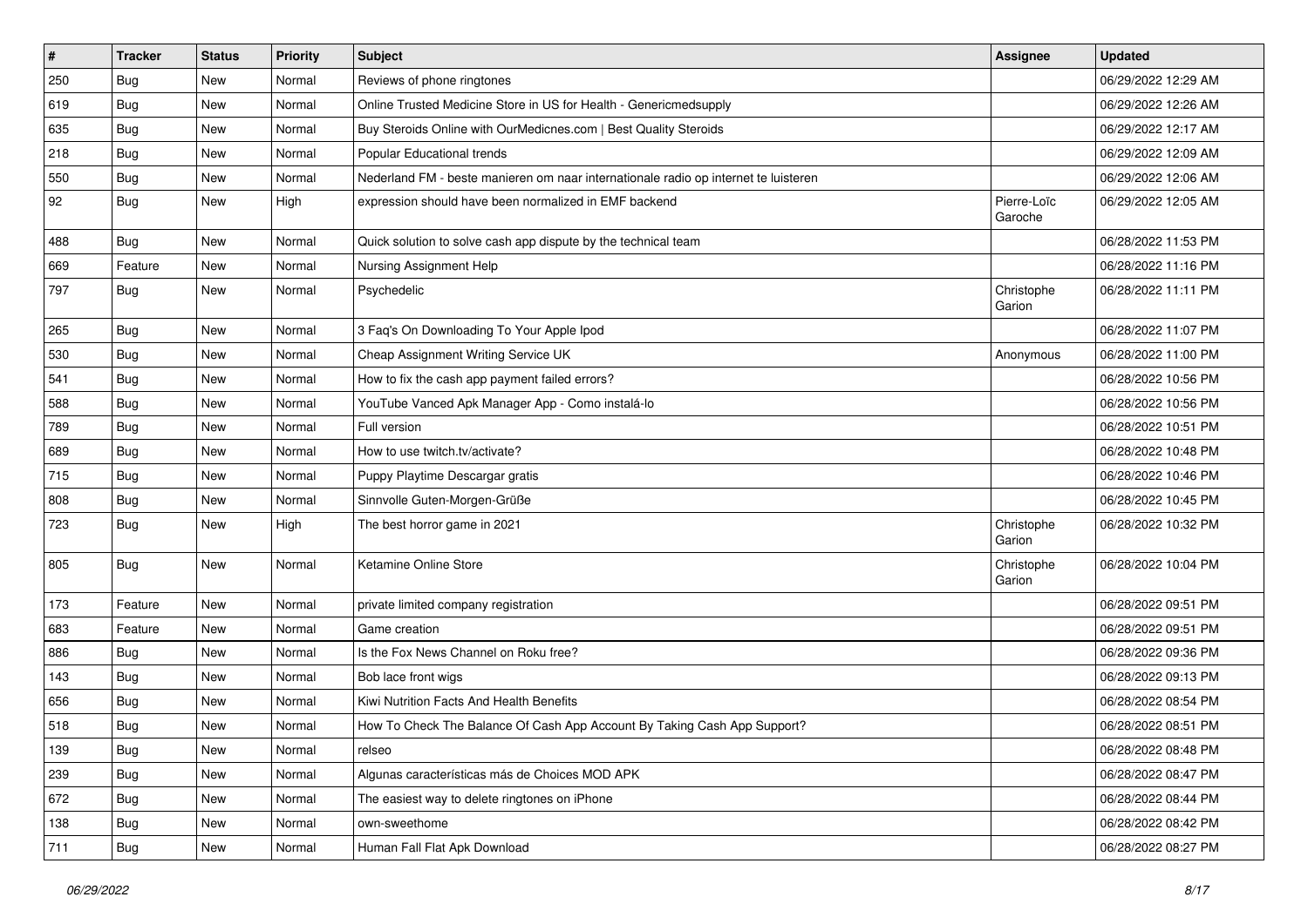| # | Tracker | Status | Priority | Subject | Assignee | Updated |
|---|---|---|---|---|---|---|
| 250 | Bug | New | Normal | Reviews of phone ringtones | | 06/29/2022 12:29 AM |
| 619 | Bug | New | Normal | Online Trusted Medicine Store in US for Health - Genericmedsupply | | 06/29/2022 12:26 AM |
| 635 | Bug | New | Normal | Buy Steroids Online with OurMedicnes.com \| Best Quality Steroids | | 06/29/2022 12:17 AM |
| 218 | Bug | New | Normal | Popular Educational trends | | 06/29/2022 12:09 AM |
| 550 | Bug | New | Normal | Nederland FM - beste manieren om naar internationale radio op internet te luisteren | | 06/29/2022 12:06 AM |
| 92 | Bug | New | High | expression should have been normalized in EMF backend | Pierre-Loïc Garoche | 06/29/2022 12:05 AM |
| 488 | Bug | New | Normal | Quick solution to solve cash app dispute by the technical team | | 06/28/2022 11:53 PM |
| 669 | Feature | New | Normal | Nursing Assignment Help | | 06/28/2022 11:16 PM |
| 797 | Bug | New | Normal | Psychedelic | Christophe Garion | 06/28/2022 11:11 PM |
| 265 | Bug | New | Normal | 3 Faq's On Downloading To Your Apple Ipod | | 06/28/2022 11:07 PM |
| 530 | Bug | New | Normal | Cheap Assignment Writing Service UK | Anonymous | 06/28/2022 11:00 PM |
| 541 | Bug | New | Normal | How to fix the cash app payment failed errors? | | 06/28/2022 10:56 PM |
| 588 | Bug | New | Normal | YouTube Vanced Apk Manager App - Como instalá-lo | | 06/28/2022 10:56 PM |
| 789 | Bug | New | Normal | Full version | | 06/28/2022 10:51 PM |
| 689 | Bug | New | Normal | How to use twitch.tv/activate? | | 06/28/2022 10:48 PM |
| 715 | Bug | New | Normal | Puppy Playtime Descargar gratis | | 06/28/2022 10:46 PM |
| 808 | Bug | New | Normal | Sinnvolle Guten-Morgen-Grüße | | 06/28/2022 10:45 PM |
| 723 | Bug | New | High | The best horror game in 2021 | Christophe Garion | 06/28/2022 10:32 PM |
| 805 | Bug | New | Normal | Ketamine Online Store | Christophe Garion | 06/28/2022 10:04 PM |
| 173 | Feature | New | Normal | private limited company registration | | 06/28/2022 09:51 PM |
| 683 | Feature | New | Normal | Game creation | | 06/28/2022 09:51 PM |
| 886 | Bug | New | Normal | Is the Fox News Channel on Roku free? | | 06/28/2022 09:36 PM |
| 143 | Bug | New | Normal | Bob lace front wigs | | 06/28/2022 09:13 PM |
| 656 | Bug | New | Normal | Kiwi Nutrition Facts And Health Benefits | | 06/28/2022 08:54 PM |
| 518 | Bug | New | Normal | How To Check The Balance Of Cash App Account By Taking Cash App Support? | | 06/28/2022 08:51 PM |
| 139 | Bug | New | Normal | relseo | | 06/28/2022 08:48 PM |
| 239 | Bug | New | Normal | Algunas características más de Choices MOD APK | | 06/28/2022 08:47 PM |
| 672 | Bug | New | Normal | The easiest way to delete ringtones on iPhone | | 06/28/2022 08:44 PM |
| 138 | Bug | New | Normal | own-sweethome | | 06/28/2022 08:42 PM |
| 711 | Bug | New | Normal | Human Fall Flat Apk Download | | 06/28/2022 08:27 PM |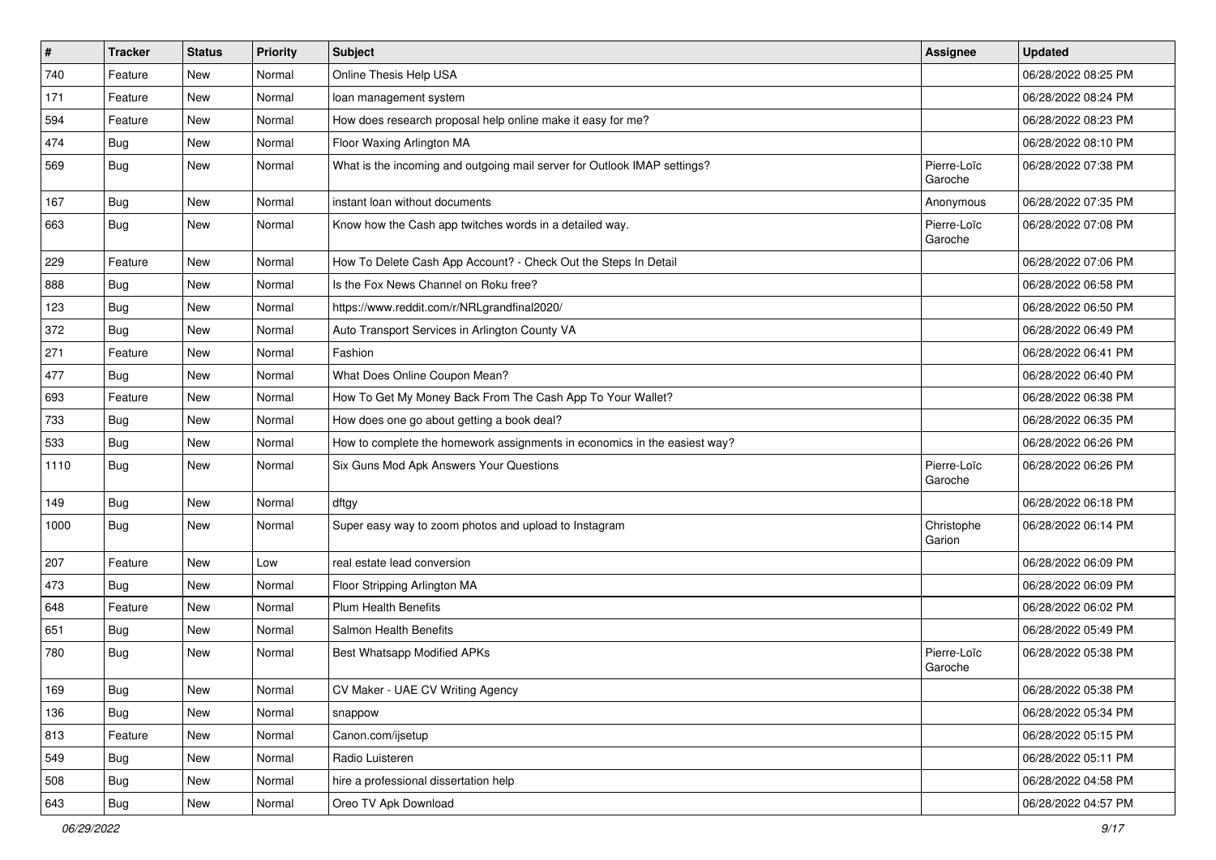| # | Tracker | Status | Priority | Subject | Assignee | Updated |
|---|---|---|---|---|---|---|
| 740 | Feature | New | Normal | Online Thesis Help USA | | 06/28/2022 08:25 PM |
| 171 | Feature | New | Normal | loan management system | | 06/28/2022 08:24 PM |
| 594 | Feature | New | Normal | How does research proposal help online make it easy for me? | | 06/28/2022 08:23 PM |
| 474 | Bug | New | Normal | Floor Waxing Arlington MA | | 06/28/2022 08:10 PM |
| 569 | Bug | New | Normal | What is the incoming and outgoing mail server for Outlook IMAP settings? | Pierre-Loïc Garoche | 06/28/2022 07:38 PM |
| 167 | Bug | New | Normal | instant loan without documents | Anonymous | 06/28/2022 07:35 PM |
| 663 | Bug | New | Normal | Know how the Cash app twitches words in a detailed way. | Pierre-Loïc Garoche | 06/28/2022 07:08 PM |
| 229 | Feature | New | Normal | How To Delete Cash App Account? - Check Out the Steps In Detail | | 06/28/2022 07:06 PM |
| 888 | Bug | New | Normal | Is the Fox News Channel on Roku free? | | 06/28/2022 06:58 PM |
| 123 | Bug | New | Normal | https://www.reddit.com/r/NRLgrandfinal2020/ | | 06/28/2022 06:50 PM |
| 372 | Bug | New | Normal | Auto Transport Services in Arlington County VA | | 06/28/2022 06:49 PM |
| 271 | Feature | New | Normal | Fashion | | 06/28/2022 06:41 PM |
| 477 | Bug | New | Normal | What Does Online Coupon Mean? | | 06/28/2022 06:40 PM |
| 693 | Feature | New | Normal | How To Get My Money Back From The Cash App To Your Wallet? | | 06/28/2022 06:38 PM |
| 733 | Bug | New | Normal | How does one go about getting a book deal? | | 06/28/2022 06:35 PM |
| 533 | Bug | New | Normal | How to complete the homework assignments in economics in the easiest way? | | 06/28/2022 06:26 PM |
| 1110 | Bug | New | Normal | Six Guns Mod Apk Answers Your Questions | Pierre-Loïc Garoche | 06/28/2022 06:26 PM |
| 149 | Bug | New | Normal | dftgy | | 06/28/2022 06:18 PM |
| 1000 | Bug | New | Normal | Super easy way to zoom photos and upload to Instagram | Christophe Garion | 06/28/2022 06:14 PM |
| 207 | Feature | New | Low | real estate lead conversion | | 06/28/2022 06:09 PM |
| 473 | Bug | New | Normal | Floor Stripping Arlington MA | | 06/28/2022 06:09 PM |
| 648 | Feature | New | Normal | Plum Health Benefits | | 06/28/2022 06:02 PM |
| 651 | Bug | New | Normal | Salmon Health Benefits | | 06/28/2022 05:49 PM |
| 780 | Bug | New | Normal | Best Whatsapp Modified APKs | Pierre-Loïc Garoche | 06/28/2022 05:38 PM |
| 169 | Bug | New | Normal | CV Maker - UAE CV Writing Agency | | 06/28/2022 05:38 PM |
| 136 | Bug | New | Normal | snappow | | 06/28/2022 05:34 PM |
| 813 | Feature | New | Normal | Canon.com/ijsetup | | 06/28/2022 05:15 PM |
| 549 | Bug | New | Normal | Radio Luisteren | | 06/28/2022 05:11 PM |
| 508 | Bug | New | Normal | hire a professional dissertation help | | 06/28/2022 04:58 PM |
| 643 | Bug | New | Normal | Oreo TV Apk Download | | 06/28/2022 04:57 PM |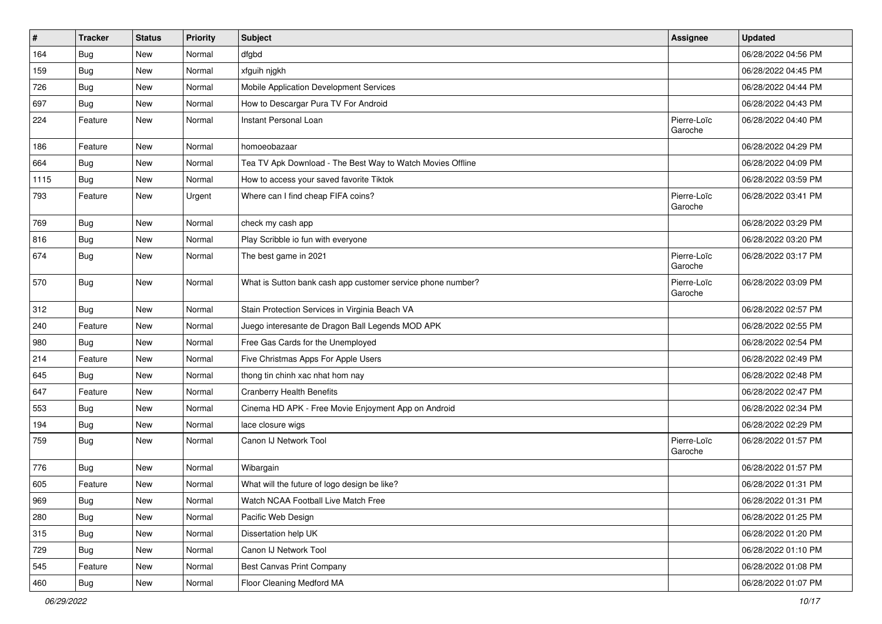| # | Tracker | Status | Priority | Subject | Assignee | Updated |
|---|---|---|---|---|---|---|
| 164 | Bug | New | Normal | dfgbd | | 06/28/2022 04:56 PM |
| 159 | Bug | New | Normal | xfguih njgkh | | 06/28/2022 04:45 PM |
| 726 | Bug | New | Normal | Mobile Application Development Services | | 06/28/2022 04:44 PM |
| 697 | Bug | New | Normal | How to Descargar Pura TV For Android | | 06/28/2022 04:43 PM |
| 224 | Feature | New | Normal | Instant Personal Loan | Pierre-Loïc Garoche | 06/28/2022 04:40 PM |
| 186 | Feature | New | Normal | homoeobazaar | | 06/28/2022 04:29 PM |
| 664 | Bug | New | Normal | Tea TV Apk Download - The Best Way to Watch Movies Offline | | 06/28/2022 04:09 PM |
| 1115 | Bug | New | Normal | How to access your saved favorite Tiktok | | 06/28/2022 03:59 PM |
| 793 | Feature | New | Urgent | Where can I find cheap FIFA coins? | Pierre-Loïc Garoche | 06/28/2022 03:41 PM |
| 769 | Bug | New | Normal | check my cash app | | 06/28/2022 03:29 PM |
| 816 | Bug | New | Normal | Play Scribble io fun with everyone | | 06/28/2022 03:20 PM |
| 674 | Bug | New | Normal | The best game in 2021 | Pierre-Loïc Garoche | 06/28/2022 03:17 PM |
| 570 | Bug | New | Normal | What is Sutton bank cash app customer service phone number? | Pierre-Loïc Garoche | 06/28/2022 03:09 PM |
| 312 | Bug | New | Normal | Stain Protection Services in Virginia Beach VA | | 06/28/2022 02:57 PM |
| 240 | Feature | New | Normal | Juego interesante de Dragon Ball Legends MOD APK | | 06/28/2022 02:55 PM |
| 980 | Bug | New | Normal | Free Gas Cards for the Unemployed | | 06/28/2022 02:54 PM |
| 214 | Feature | New | Normal | Five Christmas Apps For Apple Users | | 06/28/2022 02:49 PM |
| 645 | Bug | New | Normal | thong tin chinh xac nhat hom nay | | 06/28/2022 02:48 PM |
| 647 | Feature | New | Normal | Cranberry Health Benefits | | 06/28/2022 02:47 PM |
| 553 | Bug | New | Normal | Cinema HD APK - Free Movie Enjoyment App on Android | | 06/28/2022 02:34 PM |
| 194 | Bug | New | Normal | lace closure wigs | | 06/28/2022 02:29 PM |
| 759 | Bug | New | Normal | Canon IJ Network Tool | Pierre-Loïc Garoche | 06/28/2022 01:57 PM |
| 776 | Bug | New | Normal | Wibargain | | 06/28/2022 01:57 PM |
| 605 | Feature | New | Normal | What will the future of logo design be like? | | 06/28/2022 01:31 PM |
| 969 | Bug | New | Normal | Watch NCAA Football Live Match Free | | 06/28/2022 01:31 PM |
| 280 | Bug | New | Normal | Pacific Web Design | | 06/28/2022 01:25 PM |
| 315 | Bug | New | Normal | Dissertation help UK | | 06/28/2022 01:20 PM |
| 729 | Bug | New | Normal | Canon IJ Network Tool | | 06/28/2022 01:10 PM |
| 545 | Feature | New | Normal | Best Canvas Print Company | | 06/28/2022 01:08 PM |
| 460 | Bug | New | Normal | Floor Cleaning Medford MA | | 06/28/2022 01:07 PM |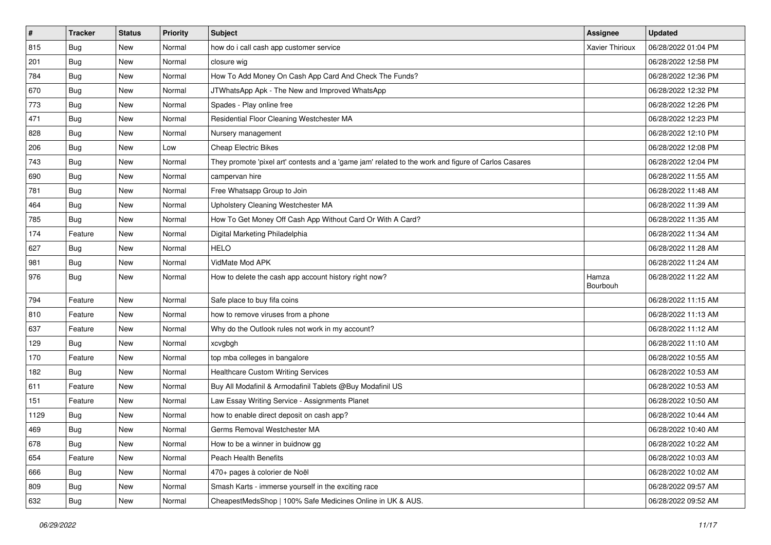| # | Tracker | Status | Priority | Subject | Assignee | Updated |
|---|---|---|---|---|---|---|
| 815 | Bug | New | Normal | how do i call cash app customer service | Xavier Thirioux | 06/28/2022 01:04 PM |
| 201 | Bug | New | Normal | closure wig | | 06/28/2022 12:58 PM |
| 784 | Bug | New | Normal | How To Add Money On Cash App Card And Check The Funds? | | 06/28/2022 12:36 PM |
| 670 | Bug | New | Normal | JTWhatsApp Apk - The New and Improved WhatsApp | | 06/28/2022 12:32 PM |
| 773 | Bug | New | Normal | Spades - Play online free | | 06/28/2022 12:26 PM |
| 471 | Bug | New | Normal | Residential Floor Cleaning Westchester MA | | 06/28/2022 12:23 PM |
| 828 | Bug | New | Normal | Nursery management | | 06/28/2022 12:10 PM |
| 206 | Bug | New | Low | Cheap Electric Bikes | | 06/28/2022 12:08 PM |
| 743 | Bug | New | Normal | They promote 'pixel art' contests and a 'game jam' related to the work and figure of Carlos Casares | | 06/28/2022 12:04 PM |
| 690 | Bug | New | Normal | campervan hire | | 06/28/2022 11:55 AM |
| 781 | Bug | New | Normal | Free Whatsapp Group to Join | | 06/28/2022 11:48 AM |
| 464 | Bug | New | Normal | Upholstery Cleaning Westchester MA | | 06/28/2022 11:39 AM |
| 785 | Bug | New | Normal | How To Get Money Off Cash App Without Card Or With A Card? | | 06/28/2022 11:35 AM |
| 174 | Feature | New | Normal | Digital Marketing Philadelphia | | 06/28/2022 11:34 AM |
| 627 | Bug | New | Normal | HELO | | 06/28/2022 11:28 AM |
| 981 | Bug | New | Normal | VidMate Mod APK | | 06/28/2022 11:24 AM |
| 976 | Bug | New | Normal | How to delete the cash app account history right now? | Hamza Bourbouh | 06/28/2022 11:22 AM |
| 794 | Feature | New | Normal | Safe place to buy fifa coins | | 06/28/2022 11:15 AM |
| 810 | Feature | New | Normal | how to remove viruses from a phone | | 06/28/2022 11:13 AM |
| 637 | Feature | New | Normal | Why do the Outlook rules not work in my account? | | 06/28/2022 11:12 AM |
| 129 | Bug | New | Normal | xcvgbgh | | 06/28/2022 11:10 AM |
| 170 | Feature | New | Normal | top mba colleges in bangalore | | 06/28/2022 10:55 AM |
| 182 | Bug | New | Normal | Healthcare Custom Writing Services | | 06/28/2022 10:53 AM |
| 611 | Feature | New | Normal | Buy All Modafinil & Armodafinil Tablets @Buy Modafinil US | | 06/28/2022 10:53 AM |
| 151 | Feature | New | Normal | Law Essay Writing Service - Assignments Planet | | 06/28/2022 10:50 AM |
| 1129 | Bug | New | Normal | how to enable direct deposit on cash app? | | 06/28/2022 10:44 AM |
| 469 | Bug | New | Normal | Germs Removal Westchester MA | | 06/28/2022 10:40 AM |
| 678 | Bug | New | Normal | How to be a winner in buidnow gg | | 06/28/2022 10:22 AM |
| 654 | Feature | New | Normal | Peach Health Benefits | | 06/28/2022 10:03 AM |
| 666 | Bug | New | Normal | 470+ pages à colorier de Noël | | 06/28/2022 10:02 AM |
| 809 | Bug | New | Normal | Smash Karts - immerse yourself in the exciting race | | 06/28/2022 09:57 AM |
| 632 | Bug | New | Normal | CheapestMedsShop \| 100% Safe Medicines Online in UK & AUS. | | 06/28/2022 09:52 AM |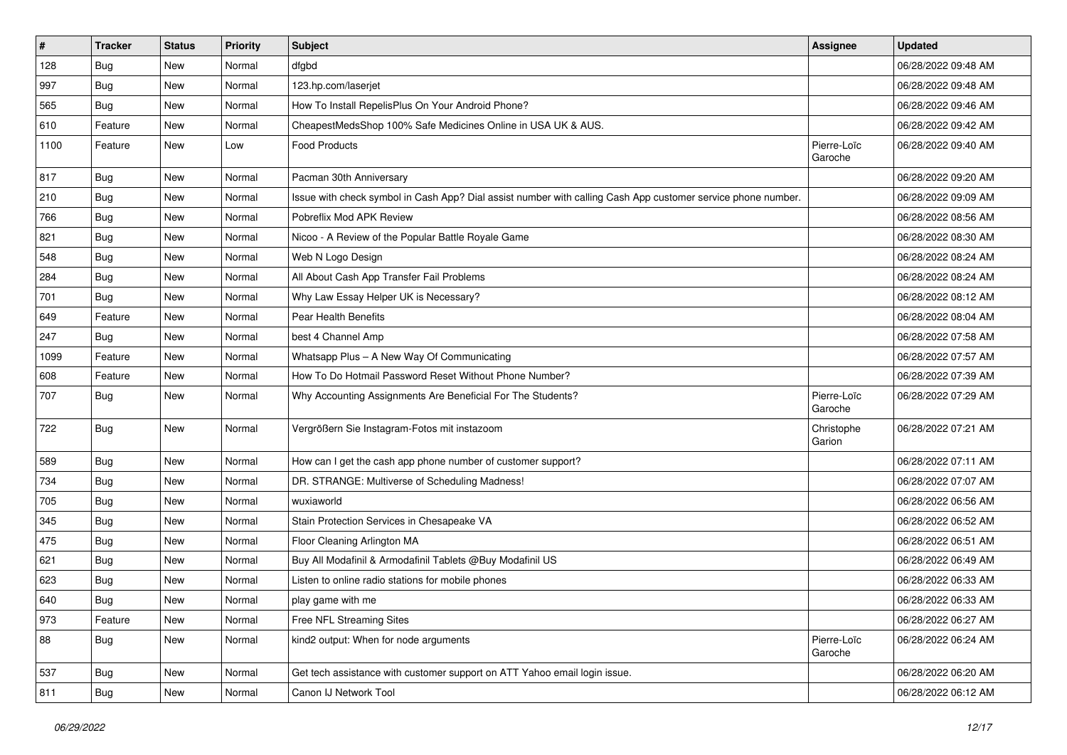| # | Tracker | Status | Priority | Subject | Assignee | Updated |
|---|---|---|---|---|---|---|
| 128 | Bug | New | Normal | dfgbd | | 06/28/2022 09:48 AM |
| 997 | Bug | New | Normal | 123.hp.com/laserjet | | 06/28/2022 09:48 AM |
| 565 | Bug | New | Normal | How To Install RepelisPlus On Your Android Phone? | | 06/28/2022 09:46 AM |
| 610 | Feature | New | Normal | CheapestMedsShop 100% Safe Medicines Online in USA UK & AUS. | | 06/28/2022 09:42 AM |
| 1100 | Feature | New | Low | Food Products | Pierre-Loïc Garoche | 06/28/2022 09:40 AM |
| 817 | Bug | New | Normal | Pacman 30th Anniversary | | 06/28/2022 09:20 AM |
| 210 | Bug | New | Normal | Issue with check symbol in Cash App? Dial assist number with calling Cash App customer service phone number. | | 06/28/2022 09:09 AM |
| 766 | Bug | New | Normal | Pobreflix Mod APK Review | | 06/28/2022 08:56 AM |
| 821 | Bug | New | Normal | Nicoo - A Review of the Popular Battle Royale Game | | 06/28/2022 08:30 AM |
| 548 | Bug | New | Normal | Web N Logo Design | | 06/28/2022 08:24 AM |
| 284 | Bug | New | Normal | All About Cash App Transfer Fail Problems | | 06/28/2022 08:24 AM |
| 701 | Bug | New | Normal | Why Law Essay Helper UK is Necessary? | | 06/28/2022 08:12 AM |
| 649 | Feature | New | Normal | Pear Health Benefits | | 06/28/2022 08:04 AM |
| 247 | Bug | New | Normal | best 4 Channel Amp | | 06/28/2022 07:58 AM |
| 1099 | Feature | New | Normal | Whatsapp Plus – A New Way Of Communicating | | 06/28/2022 07:57 AM |
| 608 | Feature | New | Normal | How To Do Hotmail Password Reset Without Phone Number? | | 06/28/2022 07:39 AM |
| 707 | Bug | New | Normal | Why Accounting Assignments Are Beneficial For The Students? | Pierre-Loïc Garoche | 06/28/2022 07:29 AM |
| 722 | Bug | New | Normal | Vergrößern Sie Instagram-Fotos mit instazoom | Christophe Garion | 06/28/2022 07:21 AM |
| 589 | Bug | New | Normal | How can I get the cash app phone number of customer support? | | 06/28/2022 07:11 AM |
| 734 | Bug | New | Normal | DR. STRANGE: Multiverse of Scheduling Madness! | | 06/28/2022 07:07 AM |
| 705 | Bug | New | Normal | wuxiaworld | | 06/28/2022 06:56 AM |
| 345 | Bug | New | Normal | Stain Protection Services in Chesapeake VA | | 06/28/2022 06:52 AM |
| 475 | Bug | New | Normal | Floor Cleaning Arlington MA | | 06/28/2022 06:51 AM |
| 621 | Bug | New | Normal | Buy All Modafinil & Armodafinil Tablets @Buy Modafinil US | | 06/28/2022 06:49 AM |
| 623 | Bug | New | Normal | Listen to online radio stations for mobile phones | | 06/28/2022 06:33 AM |
| 640 | Bug | New | Normal | play game with me | | 06/28/2022 06:33 AM |
| 973 | Feature | New | Normal | Free NFL Streaming Sites | | 06/28/2022 06:27 AM |
| 88 | Bug | New | Normal | kind2 output: When for node arguments | Pierre-Loïc Garoche | 06/28/2022 06:24 AM |
| 537 | Bug | New | Normal | Get tech assistance with customer support on ATT Yahoo email login issue. | | 06/28/2022 06:20 AM |
| 811 | Bug | New | Normal | Canon IJ Network Tool | | 06/28/2022 06:12 AM |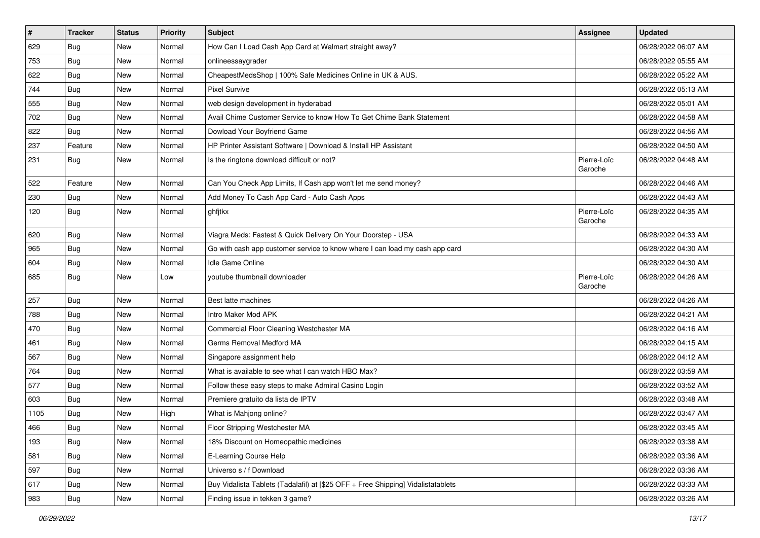| # | Tracker | Status | Priority | Subject | Assignee | Updated |
|---|---|---|---|---|---|---|
| 629 | Bug | New | Normal | How Can I Load Cash App Card at Walmart straight away? | | 06/28/2022 06:07 AM |
| 753 | Bug | New | Normal | onlineessaygrader | | 06/28/2022 05:55 AM |
| 622 | Bug | New | Normal | CheapestMedsShop \| 100% Safe Medicines Online in UK & AUS. | | 06/28/2022 05:22 AM |
| 744 | Bug | New | Normal | Pixel Survive | | 06/28/2022 05:13 AM |
| 555 | Bug | New | Normal | web design development in hyderabad | | 06/28/2022 05:01 AM |
| 702 | Bug | New | Normal | Avail Chime Customer Service to know How To Get Chime Bank Statement | | 06/28/2022 04:58 AM |
| 822 | Bug | New | Normal | Dowload Your Boyfriend Game | | 06/28/2022 04:56 AM |
| 237 | Feature | New | Normal | HP Printer Assistant Software \| Download & Install HP Assistant | | 06/28/2022 04:50 AM |
| 231 | Bug | New | Normal | Is the ringtone download difficult or not? | Pierre-Loïc Garoche | 06/28/2022 04:48 AM |
| 522 | Feature | New | Normal | Can You Check App Limits, If Cash app won't let me send money? | | 06/28/2022 04:46 AM |
| 230 | Bug | New | Normal | Add Money To Cash App Card - Auto Cash Apps | | 06/28/2022 04:43 AM |
| 120 | Bug | New | Normal | ghfjtkx | Pierre-Loïc Garoche | 06/28/2022 04:35 AM |
| 620 | Bug | New | Normal | Viagra Meds: Fastest & Quick Delivery On Your Doorstep - USA | | 06/28/2022 04:33 AM |
| 965 | Bug | New | Normal | Go with cash app customer service to know where I can load my cash app card | | 06/28/2022 04:30 AM |
| 604 | Bug | New | Normal | Idle Game Online | | 06/28/2022 04:30 AM |
| 685 | Bug | New | Low | youtube thumbnail downloader | Pierre-Loïc Garoche | 06/28/2022 04:26 AM |
| 257 | Bug | New | Normal | Best latte machines | | 06/28/2022 04:26 AM |
| 788 | Bug | New | Normal | Intro Maker Mod APK | | 06/28/2022 04:21 AM |
| 470 | Bug | New | Normal | Commercial Floor Cleaning Westchester MA | | 06/28/2022 04:16 AM |
| 461 | Bug | New | Normal | Germs Removal Medford MA | | 06/28/2022 04:15 AM |
| 567 | Bug | New | Normal | Singapore assignment help | | 06/28/2022 04:12 AM |
| 764 | Bug | New | Normal | What is available to see what I can watch HBO Max? | | 06/28/2022 03:59 AM |
| 577 | Bug | New | Normal | Follow these easy steps to make Admiral Casino Login | | 06/28/2022 03:52 AM |
| 603 | Bug | New | Normal | Premiere gratuito da lista de IPTV | | 06/28/2022 03:48 AM |
| 1105 | Bug | New | High | What is Mahjong online? | | 06/28/2022 03:47 AM |
| 466 | Bug | New | Normal | Floor Stripping Westchester MA | | 06/28/2022 03:45 AM |
| 193 | Bug | New | Normal | 18% Discount on Homeopathic medicines | | 06/28/2022 03:38 AM |
| 581 | Bug | New | Normal | E-Learning Course Help | | 06/28/2022 03:36 AM |
| 597 | Bug | New | Normal | Universo s / f Download | | 06/28/2022 03:36 AM |
| 617 | Bug | New | Normal | Buy Vidalista Tablets (Tadalafil) at [$25 OFF + Free Shipping] Vidalistatablets | | 06/28/2022 03:33 AM |
| 983 | Bug | New | Normal | Finding issue in tekken 3 game? | | 06/28/2022 03:26 AM |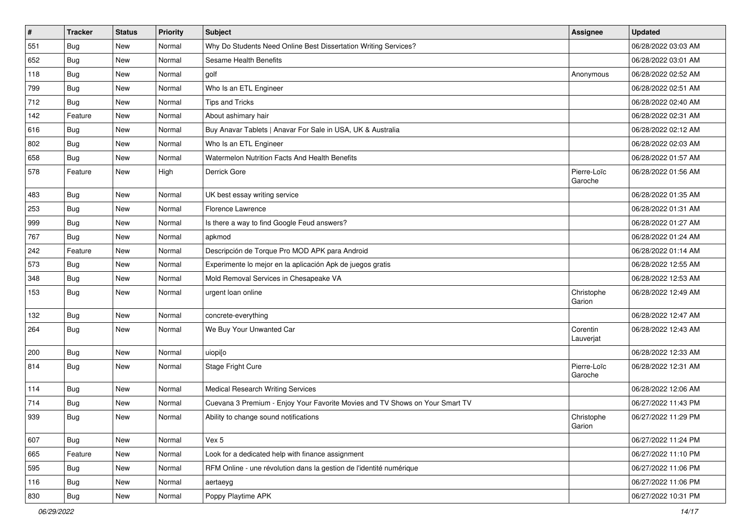| # | Tracker | Status | Priority | Subject | Assignee | Updated |
|---|---|---|---|---|---|---|
| 551 | Bug | New | Normal | Why Do Students Need Online Best Dissertation Writing Services? | | 06/28/2022 03:03 AM |
| 652 | Bug | New | Normal | Sesame Health Benefits | | 06/28/2022 03:01 AM |
| 118 | Bug | New | Normal | golf | Anonymous | 06/28/2022 02:52 AM |
| 799 | Bug | New | Normal | Who Is an ETL Engineer | | 06/28/2022 02:51 AM |
| 712 | Bug | New | Normal | Tips and Tricks | | 06/28/2022 02:40 AM |
| 142 | Feature | New | Normal | About ashimary hair | | 06/28/2022 02:31 AM |
| 616 | Bug | New | Normal | Buy Anavar Tablets \| Anavar For Sale in USA, UK & Australia | | 06/28/2022 02:12 AM |
| 802 | Bug | New | Normal | Who Is an ETL Engineer | | 06/28/2022 02:03 AM |
| 658 | Bug | New | Normal | Watermelon Nutrition Facts And Health Benefits | | 06/28/2022 01:57 AM |
| 578 | Feature | New | High | Derrick Gore | Pierre-Loïc Garoche | 06/28/2022 01:56 AM |
| 483 | Bug | New | Normal | UK best essay writing service | | 06/28/2022 01:35 AM |
| 253 | Bug | New | Normal | Florence Lawrence | | 06/28/2022 01:31 AM |
| 999 | Bug | New | Normal | Is there a way to find Google Feud answers? | | 06/28/2022 01:27 AM |
| 767 | Bug | New | Normal | apkmod | | 06/28/2022 01:24 AM |
| 242 | Feature | New | Normal | Descripción de Torque Pro MOD APK para Android | | 06/28/2022 01:14 AM |
| 573 | Bug | New | Normal | Experimente lo mejor en la aplicación Apk de juegos gratis | | 06/28/2022 12:55 AM |
| 348 | Bug | New | Normal | Mold Removal Services in Chesapeake VA | | 06/28/2022 12:53 AM |
| 153 | Bug | New | Normal | urgent loan online | Christophe Garion | 06/28/2022 12:49 AM |
| 132 | Bug | New | Normal | concrete-everything | | 06/28/2022 12:47 AM |
| 264 | Bug | New | Normal | We Buy Your Unwanted Car | Corentin Lauverjat | 06/28/2022 12:43 AM |
| 200 | Bug | New | Normal | uiopi[o | | 06/28/2022 12:33 AM |
| 814 | Bug | New | Normal | Stage Fright Cure | Pierre-Loïc Garoche | 06/28/2022 12:31 AM |
| 114 | Bug | New | Normal | Medical Research Writing Services | | 06/28/2022 12:06 AM |
| 714 | Bug | New | Normal | Cuevana 3 Premium - Enjoy Your Favorite Movies and TV Shows on Your Smart TV | | 06/27/2022 11:43 PM |
| 939 | Bug | New | Normal | Ability to change sound notifications | Christophe Garion | 06/27/2022 11:29 PM |
| 607 | Bug | New | Normal | Vex 5 | | 06/27/2022 11:24 PM |
| 665 | Feature | New | Normal | Look for a dedicated help with finance assignment | | 06/27/2022 11:10 PM |
| 595 | Bug | New | Normal | RFM Online - une révolution dans la gestion de l'identité numérique | | 06/27/2022 11:06 PM |
| 116 | Bug | New | Normal | aertaeyg | | 06/27/2022 11:06 PM |
| 830 | Bug | New | Normal | Poppy Playtime APK | | 06/27/2022 10:31 PM |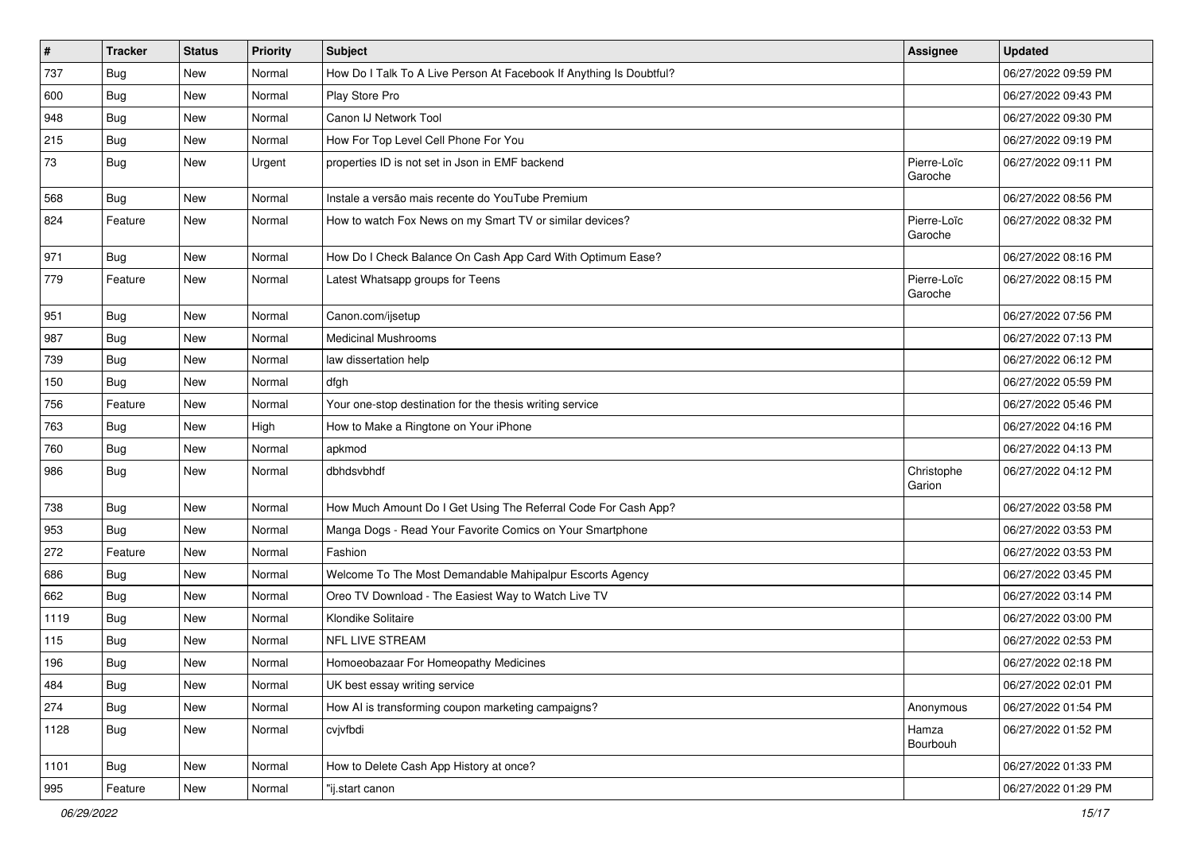| # | Tracker | Status | Priority | Subject | Assignee | Updated |
| --- | --- | --- | --- | --- | --- | --- |
| 737 | Bug | New | Normal | How Do I Talk To A Live Person At Facebook If Anything Is Doubtful? | | 06/27/2022 09:59 PM |
| 600 | Bug | New | Normal | Play Store Pro | | 06/27/2022 09:43 PM |
| 948 | Bug | New | Normal | Canon IJ Network Tool | | 06/27/2022 09:30 PM |
| 215 | Bug | New | Normal | How For Top Level Cell Phone For You | | 06/27/2022 09:19 PM |
| 73 | Bug | New | Urgent | properties ID is not set in Json in EMF backend | Pierre-Loïc Garoche | 06/27/2022 09:11 PM |
| 568 | Bug | New | Normal | Instale a versão mais recente do YouTube Premium | | 06/27/2022 08:56 PM |
| 824 | Feature | New | Normal | How to watch Fox News on my Smart TV or similar devices? | Pierre-Loïc Garoche | 06/27/2022 08:32 PM |
| 971 | Bug | New | Normal | How Do I Check Balance On Cash App Card With Optimum Ease? | | 06/27/2022 08:16 PM |
| 779 | Feature | New | Normal | Latest Whatsapp groups for Teens | Pierre-Loïc Garoche | 06/27/2022 08:15 PM |
| 951 | Bug | New | Normal | Canon.com/ijsetup | | 06/27/2022 07:56 PM |
| 987 | Bug | New | Normal | Medicinal Mushrooms | | 06/27/2022 07:13 PM |
| 739 | Bug | New | Normal | law dissertation help | | 06/27/2022 06:12 PM |
| 150 | Bug | New | Normal | dfgh | | 06/27/2022 05:59 PM |
| 756 | Feature | New | Normal | Your one-stop destination for the thesis writing service | | 06/27/2022 05:46 PM |
| 763 | Bug | New | High | How to Make a Ringtone on Your iPhone | | 06/27/2022 04:16 PM |
| 760 | Bug | New | Normal | apkmod | | 06/27/2022 04:13 PM |
| 986 | Bug | New | Normal | dbhdsvbhdf | Christophe Garion | 06/27/2022 04:12 PM |
| 738 | Bug | New | Normal | How Much Amount Do I Get Using The Referral Code For Cash App? | | 06/27/2022 03:58 PM |
| 953 | Bug | New | Normal | Manga Dogs - Read Your Favorite Comics on Your Smartphone | | 06/27/2022 03:53 PM |
| 272 | Feature | New | Normal | Fashion | | 06/27/2022 03:53 PM |
| 686 | Bug | New | Normal | Welcome To The Most Demandable Mahipalpur Escorts Agency | | 06/27/2022 03:45 PM |
| 662 | Bug | New | Normal | Oreo TV Download - The Easiest Way to Watch Live TV | | 06/27/2022 03:14 PM |
| 1119 | Bug | New | Normal | Klondike Solitaire | | 06/27/2022 03:00 PM |
| 115 | Bug | New | Normal | NFL LIVE STREAM | | 06/27/2022 02:53 PM |
| 196 | Bug | New | Normal | Homoeobazaar For Homeopathy Medicines | | 06/27/2022 02:18 PM |
| 484 | Bug | New | Normal | UK best essay writing service | | 06/27/2022 02:01 PM |
| 274 | Bug | New | Normal | How AI is transforming coupon marketing campaigns? | Anonymous | 06/27/2022 01:54 PM |
| 1128 | Bug | New | Normal | cvjvfbdi | Hamza Bourbouh | 06/27/2022 01:52 PM |
| 1101 | Bug | New | Normal | How to Delete Cash App History at once? | | 06/27/2022 01:33 PM |
| 995 | Feature | New | Normal | "ij.start canon | | 06/27/2022 01:29 PM |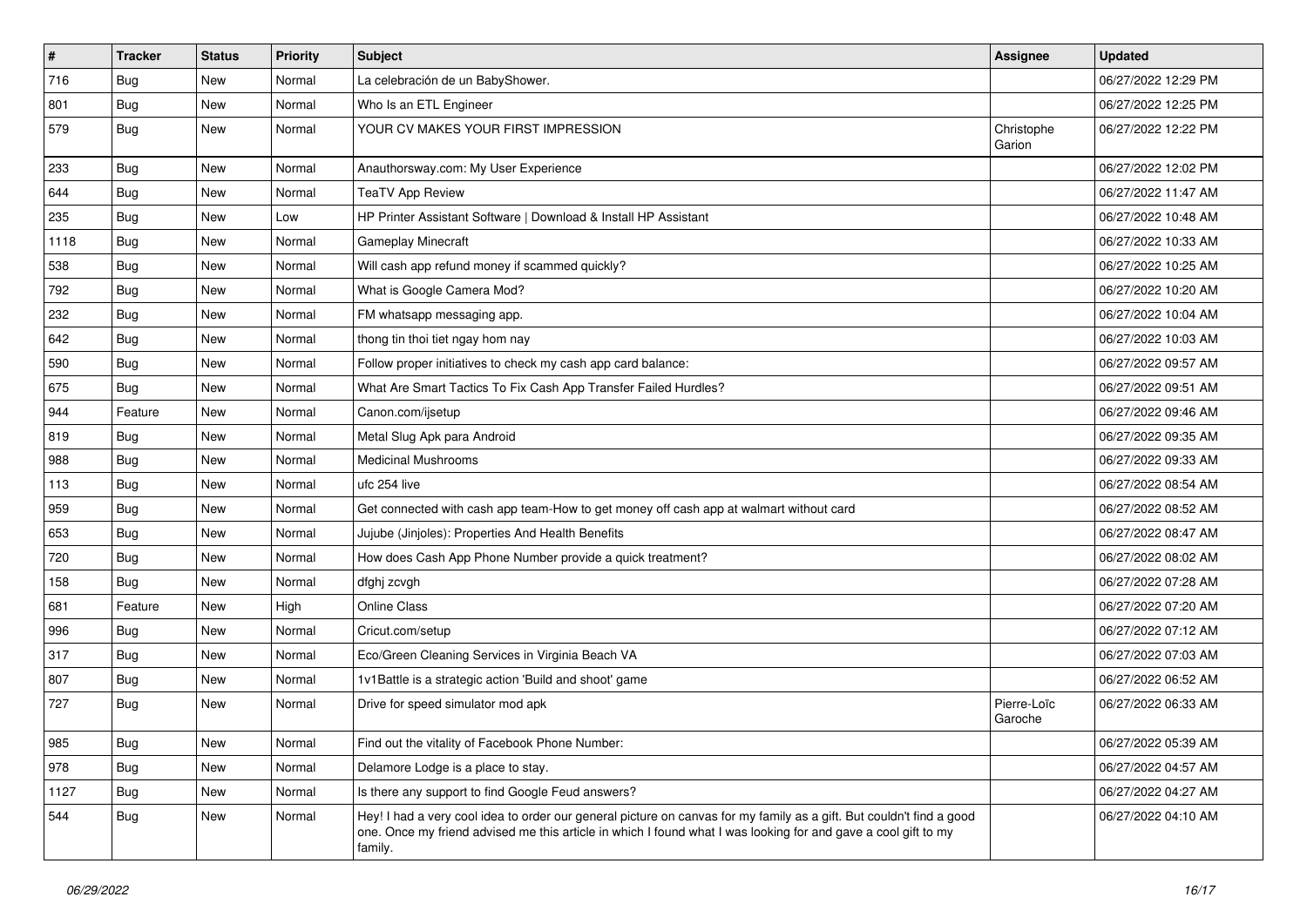| # | Tracker | Status | Priority | Subject | Assignee | Updated |
|---|---|---|---|---|---|---|
| 716 | Bug | New | Normal | La celebración de un BabyShower. | | 06/27/2022 12:29 PM |
| 801 | Bug | New | Normal | Who Is an ETL Engineer | | 06/27/2022 12:25 PM |
| 579 | Bug | New | Normal | YOUR CV MAKES YOUR FIRST IMPRESSION | Christophe Garion | 06/27/2022 12:22 PM |
| 233 | Bug | New | Normal | Anauthorsway.com: My User Experience | | 06/27/2022 12:02 PM |
| 644 | Bug | New | Normal | TeaTV App Review | | 06/27/2022 11:47 AM |
| 235 | Bug | New | Low | HP Printer Assistant Software \| Download & Install HP Assistant | | 06/27/2022 10:48 AM |
| 1118 | Bug | New | Normal | Gameplay Minecraft | | 06/27/2022 10:33 AM |
| 538 | Bug | New | Normal | Will cash app refund money if scammed quickly? | | 06/27/2022 10:25 AM |
| 792 | Bug | New | Normal | What is Google Camera Mod? | | 06/27/2022 10:20 AM |
| 232 | Bug | New | Normal | FM whatsapp messaging app. | | 06/27/2022 10:04 AM |
| 642 | Bug | New | Normal | thong tin thoi tiet ngay hom nay | | 06/27/2022 10:03 AM |
| 590 | Bug | New | Normal | Follow proper initiatives to check my cash app card balance: | | 06/27/2022 09:57 AM |
| 675 | Bug | New | Normal | What Are Smart Tactics To Fix Cash App Transfer Failed Hurdles? | | 06/27/2022 09:51 AM |
| 944 | Feature | New | Normal | Canon.com/ijsetup | | 06/27/2022 09:46 AM |
| 819 | Bug | New | Normal | Metal Slug Apk para Android | | 06/27/2022 09:35 AM |
| 988 | Bug | New | Normal | Medicinal Mushrooms | | 06/27/2022 09:33 AM |
| 113 | Bug | New | Normal | ufc 254 live | | 06/27/2022 08:54 AM |
| 959 | Bug | New | Normal | Get connected with cash app team-How to get money off cash app at walmart without card | | 06/27/2022 08:52 AM |
| 653 | Bug | New | Normal | Jujube (Jinjoles): Properties And Health Benefits | | 06/27/2022 08:47 AM |
| 720 | Bug | New | Normal | How does Cash App Phone Number provide a quick treatment? | | 06/27/2022 08:02 AM |
| 158 | Bug | New | Normal | dfghj zcvgh | | 06/27/2022 07:28 AM |
| 681 | Feature | New | High | Online Class | | 06/27/2022 07:20 AM |
| 996 | Bug | New | Normal | Cricut.com/setup | | 06/27/2022 07:12 AM |
| 317 | Bug | New | Normal | Eco/Green Cleaning Services in Virginia Beach VA | | 06/27/2022 07:03 AM |
| 807 | Bug | New | Normal | 1v1Battle is a strategic action 'Build and shoot' game | | 06/27/2022 06:52 AM |
| 727 | Bug | New | Normal | Drive for speed simulator mod apk | Pierre-Loïc Garoche | 06/27/2022 06:33 AM |
| 985 | Bug | New | Normal | Find out the vitality of Facebook Phone Number: | | 06/27/2022 05:39 AM |
| 978 | Bug | New | Normal | Delamore Lodge is a place to stay. | | 06/27/2022 04:57 AM |
| 1127 | Bug | New | Normal | Is there any support to find Google Feud answers? | | 06/27/2022 04:27 AM |
| 544 | Bug | New | Normal | Hey! I had a very cool idea to order our general picture on canvas for my family as a gift. But couldn't find a good one. Once my friend advised me this article in which I found what I was looking for and gave a cool gift to my family. | | 06/27/2022 04:10 AM |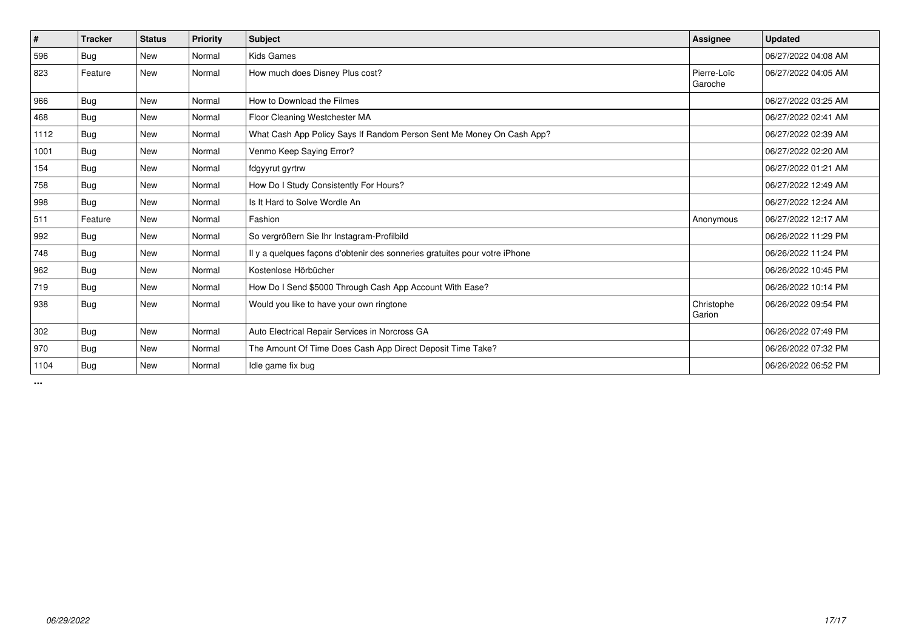| # | Tracker | Status | Priority | Subject | Assignee | Updated |
|---|---|---|---|---|---|---|
| 596 | Bug | New | Normal | Kids Games | | 06/27/2022 04:08 AM |
| 823 | Feature | New | Normal | How much does Disney Plus cost? | Pierre-Loïc Garoche | 06/27/2022 04:05 AM |
| 966 | Bug | New | Normal | How to Download the Filmes | | 06/27/2022 03:25 AM |
| 468 | Bug | New | Normal | Floor Cleaning Westchester MA | | 06/27/2022 02:41 AM |
| 1112 | Bug | New | Normal | What Cash App Policy Says If Random Person Sent Me Money On Cash App? | | 06/27/2022 02:39 AM |
| 1001 | Bug | New | Normal | Venmo Keep Saying Error? | | 06/27/2022 02:20 AM |
| 154 | Bug | New | Normal | fdgyyrut gyrtrw | | 06/27/2022 01:21 AM |
| 758 | Bug | New | Normal | How Do I Study Consistently For Hours? | | 06/27/2022 12:49 AM |
| 998 | Bug | New | Normal | Is It Hard to Solve Wordle An | | 06/27/2022 12:24 AM |
| 511 | Feature | New | Normal | Fashion | Anonymous | 06/27/2022 12:17 AM |
| 992 | Bug | New | Normal | So vergrößern Sie Ihr Instagram-Profilbild | | 06/26/2022 11:29 PM |
| 748 | Bug | New | Normal | Il y a quelques façons d'obtenir des sonneries gratuites pour votre iPhone | | 06/26/2022 11:24 PM |
| 962 | Bug | New | Normal | Kostenlose Hörbücher | | 06/26/2022 10:45 PM |
| 719 | Bug | New | Normal | How Do I Send $5000 Through Cash App Account With Ease? | | 06/26/2022 10:14 PM |
| 938 | Bug | New | Normal | Would you like to have your own ringtone | Christophe Garion | 06/26/2022 09:54 PM |
| 302 | Bug | New | Normal | Auto Electrical Repair Services in Norcross GA | | 06/26/2022 07:49 PM |
| 970 | Bug | New | Normal | The Amount Of Time Does Cash App Direct Deposit Time Take? | | 06/26/2022 07:32 PM |
| 1104 | Bug | New | Normal | Idle game fix bug | | 06/26/2022 06:52 PM |

...